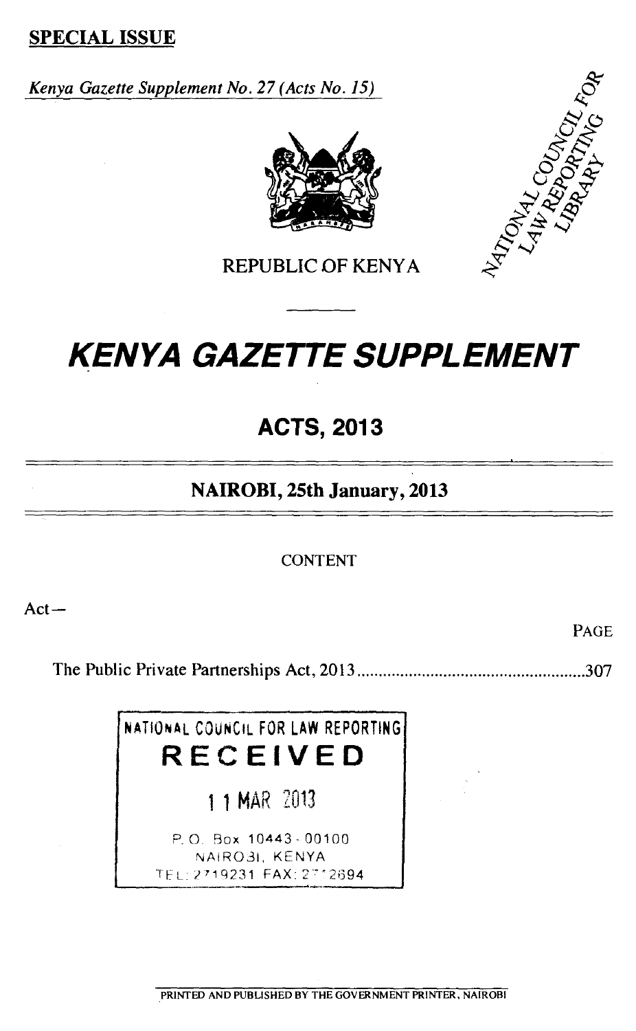**SPECIAL ISSUE**

*Kenya Gazette Supplement No. 27 (Acts No. 15)*

REPUBLIC OF KENYA

NATIONAL COUNCIL FOR LAW REPORTING LIBRARY

# *KENYA GAZETTE SUPPLEMENT*

## ACTS, 2013

### NAIROBI, 25th January, 2013

CONTENT

Act—

PAGE

The Public Private Partnerships Act, 2013 ........................................................307

NATIONAL COUNCIL FOR LAW REPORTING
**RECEIVED**
11 MAR 2013
P. O. Box 10443 - 00100
NAIROBI, KENYA
TEL: 2719231 FAX: 2712694

PRINTED AND PUBLISHED BY THE GOVERNMENT PRINTER, NAIROBI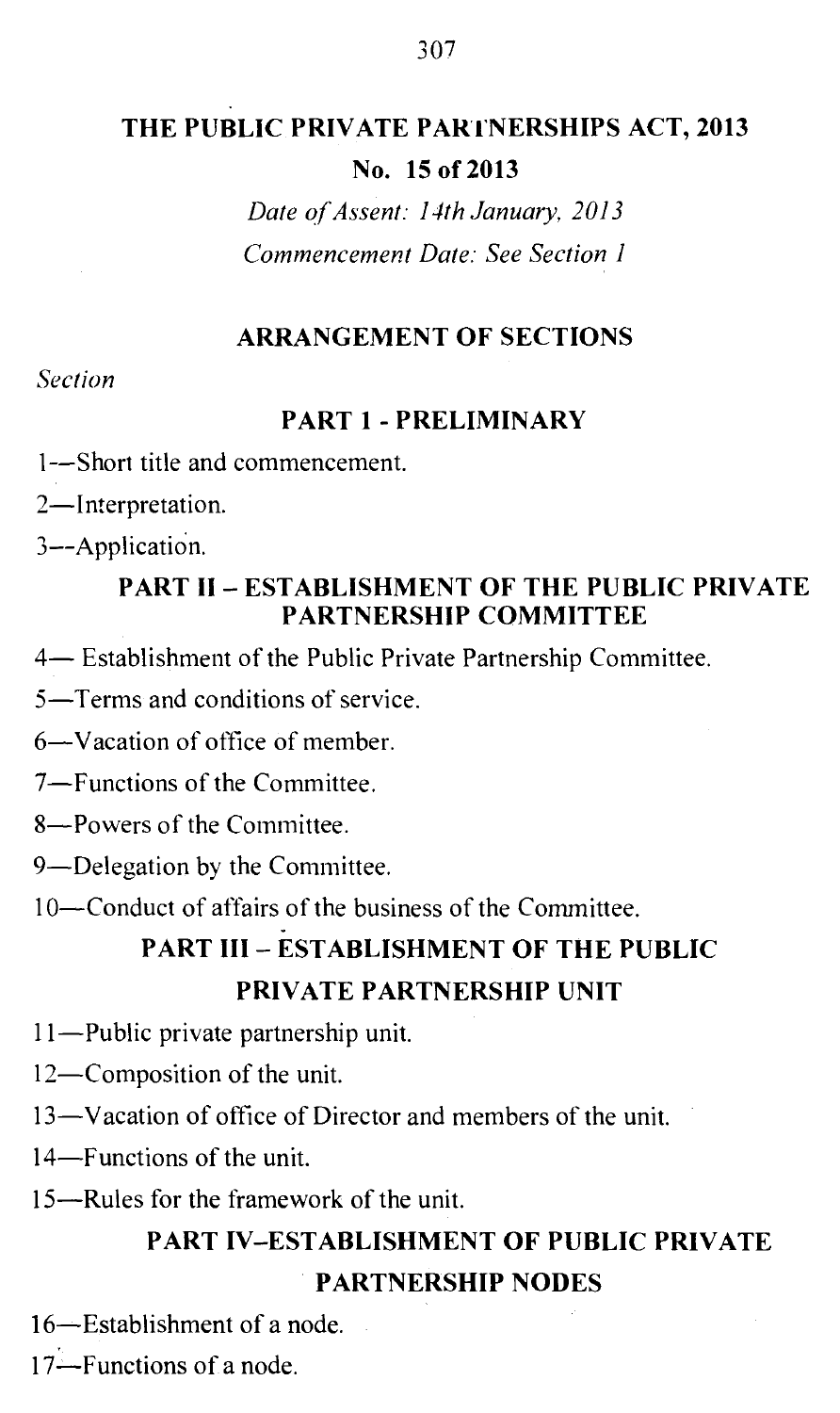# THE PUBLIC PRIVATE PARTNERSHIPS ACT, 2013

**No. 15 of 2013**

*Date of Assent: 14th January, 2013*

*Commencement Date: See Section 1*

## ARRANGEMENT OF SECTIONS

*Section*

### PART 1 - PRELIMINARY

1—Short title and commencement.

2—Interpretation.

3—Application.

### PART II – ESTABLISHMENT OF THE PUBLIC PRIVATE PARTNERSHIP COMMITTEE

4— Establishment of the Public Private Partnership Committee.

5—Terms and conditions of service.

6—Vacation of office of member.

7—Functions of the Committee.

8—Powers of the Committee.

9—Delegation by the Committee.

10—Conduct of affairs of the business of the Committee.

### PART III – ESTABLISHMENT OF THE PUBLIC PRIVATE PARTNERSHIP UNIT

11—Public private partnership unit.

12—Composition of the unit.

13—Vacation of office of Director and members of the unit.

14—Functions of the unit.

15—Rules for the framework of the unit.

### PART IV–ESTABLISHMENT OF PUBLIC PRIVATE PARTNERSHIP NODES

16—Establishment of a node.

17—Functions of a node.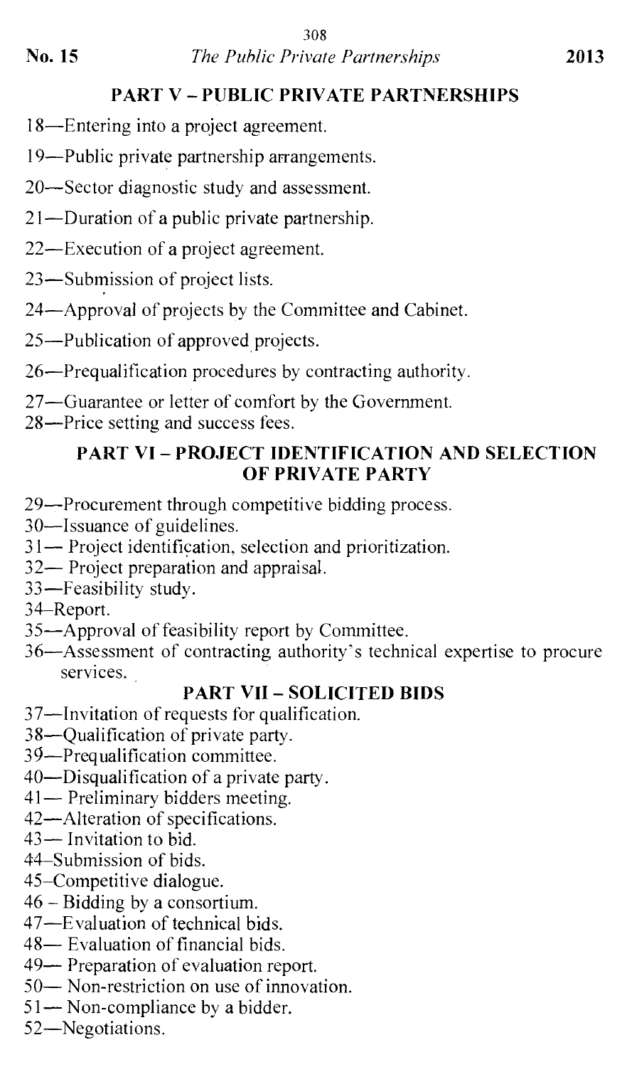## PART V – PUBLIC PRIVATE PARTNERSHIPS

18—Entering into a project agreement.

19—Public private partnership arrangements.

20—Sector diagnostic study and assessment.

21—Duration of a public private partnership.

22—Execution of a project agreement.

23—Submission of project lists.

24—Approval of projects by the Committee and Cabinet.

25—Publication of approved projects.

26—Prequalification procedures by contracting authority.

27—Guarantee or letter of comfort by the Government.

28—Price setting and success fees.

## PART VI – PROJECT IDENTIFICATION AND SELECTION OF PRIVATE PARTY

29—Procurement through competitive bidding process.

30—Issuance of guidelines.

31— Project identification, selection and prioritization.

32— Project preparation and appraisal.

33—Feasibility study.

34–Report.

35—Approval of feasibility report by Committee.

36—Assessment of contracting authority's technical expertise to procure services.

## PART VII – SOLICITED BIDS

37—Invitation of requests for qualification.

38—Qualification of private party.

39—Prequalification committee.

40—Disqualification of a private party.

41— Preliminary bidders meeting.

42—Alteration of specifications.

43— Invitation to bid.

44–Submission of bids.

45–Competitive dialogue.

46 – Bidding by a consortium.

47—Evaluation of technical bids.

48— Evaluation of financial bids.

49— Preparation of evaluation report.

50— Non-restriction on use of innovation.

51— Non-compliance by a bidder.

52—Negotiations.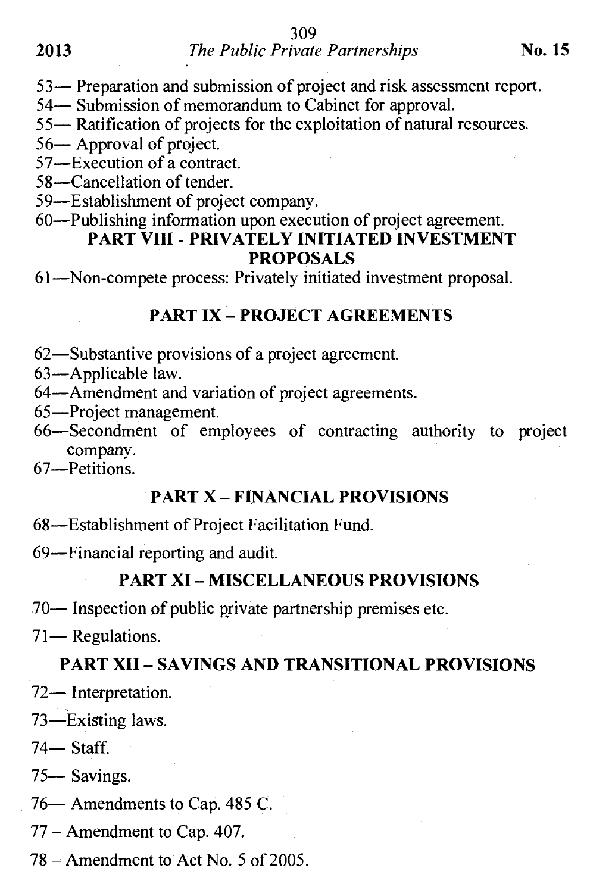53— Preparation and submission of project and risk assessment report.

54— Submission of memorandum to Cabinet for approval.

55— Ratification of projects for the exploitation of natural resources.

56— Approval of project.

57—Execution of a contract.

58—Cancellation of tender.

59—Establishment of project company.

60—Publishing information upon execution of project agreement.

## PART VIII - PRIVATELY INITIATED INVESTMENT PROPOSALS

61—Non-compete process: Privately initiated investment proposal.

## PART IX – PROJECT AGREEMENTS

62—Substantive provisions of a project agreement.

63—Applicable law.

64—Amendment and variation of project agreements.

65—Project management.

66—Secondment of employees of contracting authority to project company.

67—Petitions.

## PART X – FINANCIAL PROVISIONS

68—Establishment of Project Facilitation Fund.

69—Financial reporting and audit.

## PART XI – MISCELLANEOUS PROVISIONS

70— Inspection of public private partnership premises etc.

71— Regulations.

## PART XII – SAVINGS AND TRANSITIONAL PROVISIONS

72— Interpretation.

73—Existing laws.

74— Staff.

75— Savings.

76— Amendments to Cap. 485 C.

77 – Amendment to Cap. 407.

78 – Amendment to Act No. 5 of 2005.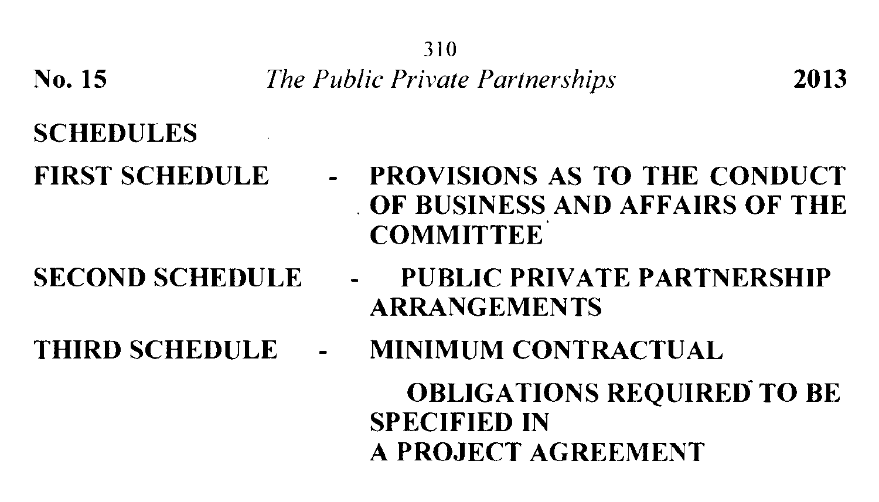## SCHEDULES

| | | |
|---|---|---|
| **FIRST SCHEDULE** | - | **PROVISIONS AS TO THE CONDUCT OF BUSINESS AND AFFAIRS OF THE COMMITTEE** |
| **SECOND SCHEDULE** | - | **PUBLIC PRIVATE PARTNERSHIP ARRANGEMENTS** |
| **THIRD SCHEDULE** | - | **MINIMUM CONTRACTUAL OBLIGATIONS REQUIRED TO BE SPECIFIED IN A PROJECT AGREEMENT** |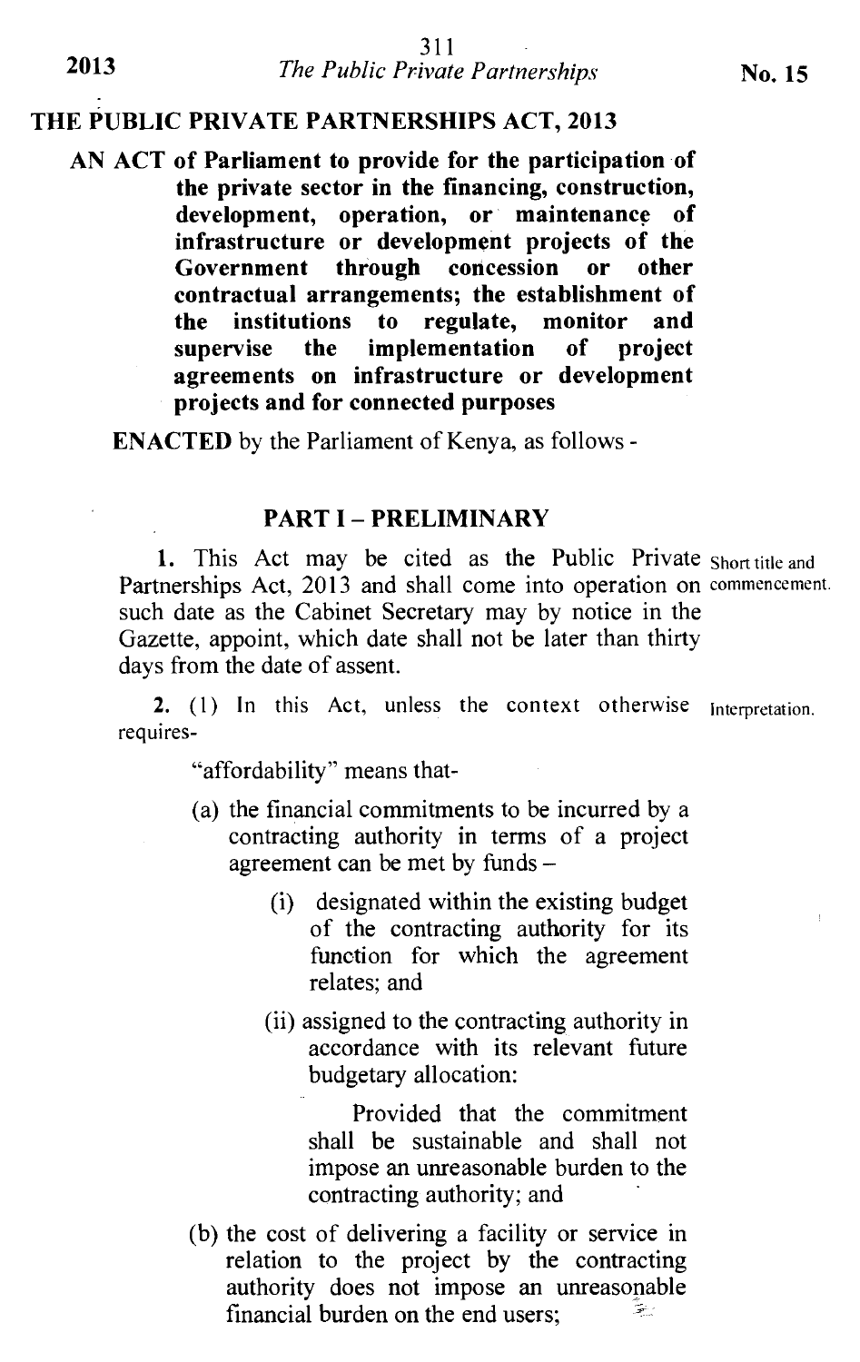# THE PUBLIC PRIVATE PARTNERSHIPS ACT, 2013

**AN ACT of Parliament to provide for the participation of the private sector in the financing, construction, development, operation, or maintenance of infrastructure or development projects of the Government through concession or other contractual arrangements; the establishment of the institutions to regulate, monitor and supervise the implementation of project agreements on infrastructure or development projects and for connected purposes**

**ENACTED** by the Parliament of Kenya, as follows -

## PART I – PRELIMINARY

*Short title and commencement.*

**1.** This Act may be cited as the Public Private Partnerships Act, 2013 and shall come into operation on such date as the Cabinet Secretary may by notice in the Gazette, appoint, which date shall not be later than thirty days from the date of assent.

*Interpretation.*

**2.** (1) In this Act, unless the context otherwise requires-

"affordability" means that-

(a) the financial commitments to be incurred by a contracting authority in terms of a project agreement can be met by funds –

(i) designated within the existing budget of the contracting authority for its function for which the agreement relates; and

(ii) assigned to the contracting authority in accordance with its relevant future budgetary allocation:

Provided that the commitment shall be sustainable and shall not impose an unreasonable burden to the contracting authority; and

(b) the cost of delivering a facility or service in relation to the project by the contracting authority does not impose an unreasonable financial burden on the end users;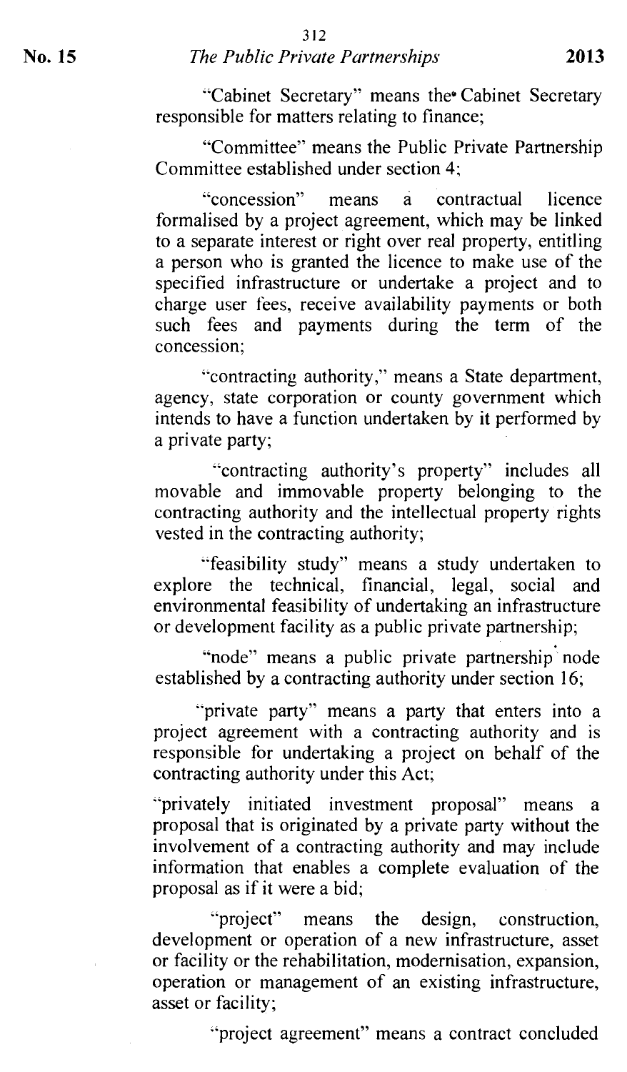"Cabinet Secretary" means the Cabinet Secretary responsible for matters relating to finance;

"Committee" means the Public Private Partnership Committee established under section 4;

"concession" means a contractual licence formalised by a project agreement, which may be linked to a separate interest or right over real property, entitling a person who is granted the licence to make use of the specified infrastructure or undertake a project and to charge user fees, receive availability payments or both such fees and payments during the term of the concession;

"contracting authority," means a State department, agency, state corporation or county government which intends to have a function undertaken by it performed by a private party;

"contracting authority's property" includes all movable and immovable property belonging to the contracting authority and the intellectual property rights vested in the contracting authority;

"feasibility study" means a study undertaken to explore the technical, financial, legal, social and environmental feasibility of undertaking an infrastructure or development facility as a public private partnership;

"node" means a public private partnership node established by a contracting authority under section 16;

"private party" means a party that enters into a project agreement with a contracting authority and is responsible for undertaking a project on behalf of the contracting authority under this Act;

"privately initiated investment proposal" means a proposal that is originated by a private party without the involvement of a contracting authority and may include information that enables a complete evaluation of the proposal as if it were a bid;

"project" means the design, construction, development or operation of a new infrastructure, asset or facility or the rehabilitation, modernisation, expansion, operation or management of an existing infrastructure, asset or facility;

"project agreement" means a contract concluded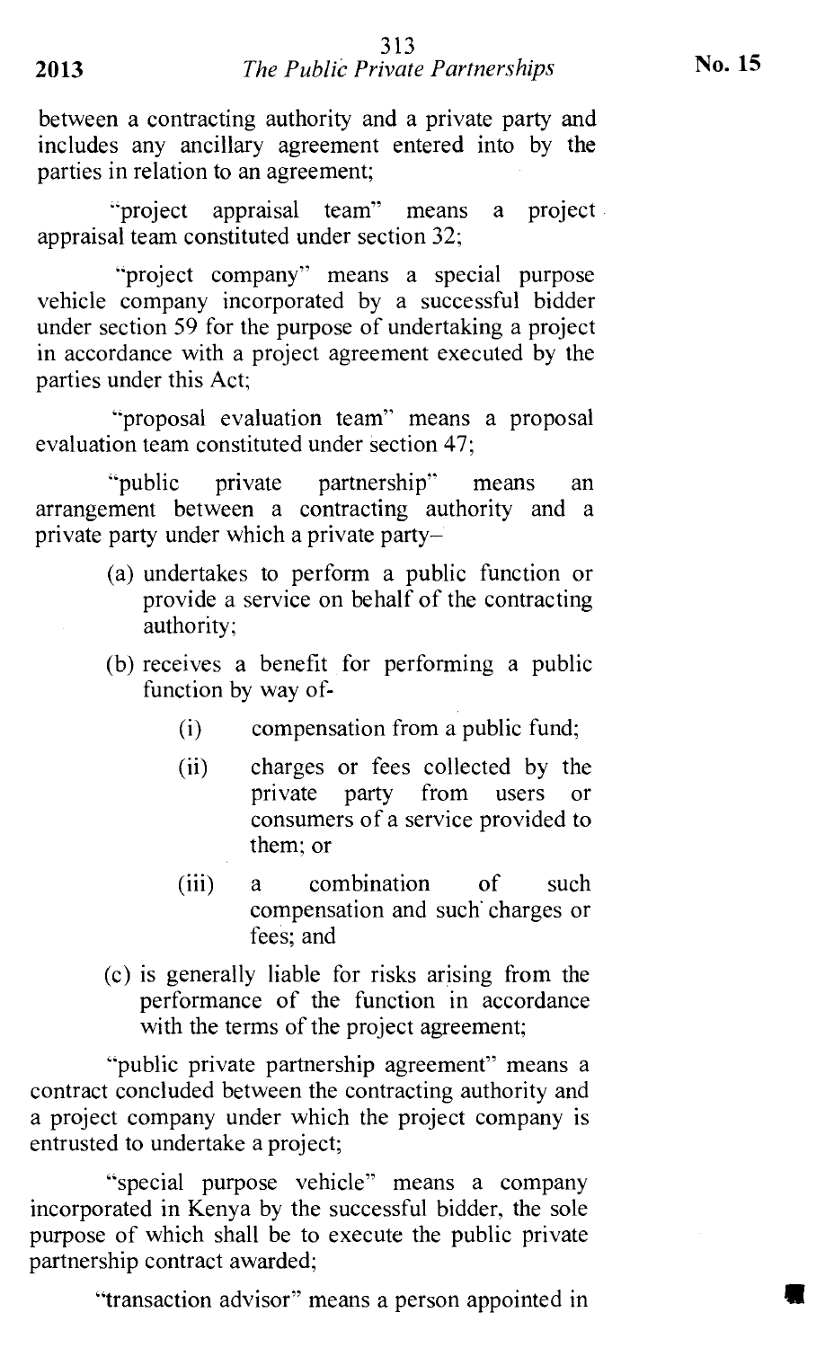between a contracting authority and a private party and includes any ancillary agreement entered into by the parties in relation to an agreement;

"project appraisal team" means a project appraisal team constituted under section 32;

"project company" means a special purpose vehicle company incorporated by a successful bidder under section 59 for the purpose of undertaking a project in accordance with a project agreement executed by the parties under this Act;

"proposal evaluation team" means a proposal evaluation team constituted under section 47;

"public private partnership" means an arrangement between a contracting authority and a private party under which a private party–

- (a) undertakes to perform a public function or provide a service on behalf of the contracting authority;
- (b) receives a benefit for performing a public function by way of-
  - (i) compensation from a public fund;
  - (ii) charges or fees collected by the private party from users or consumers of a service provided to them; or
  - (iii) a combination of such compensation and such charges or fees; and
- (c) is generally liable for risks arising from the performance of the function in accordance with the terms of the project agreement;

"public private partnership agreement" means a contract concluded between the contracting authority and a project company under which the project company is entrusted to undertake a project;

"special purpose vehicle" means a company incorporated in Kenya by the successful bidder, the sole purpose of which shall be to execute the public private partnership contract awarded;

"transaction advisor" means a person appointed in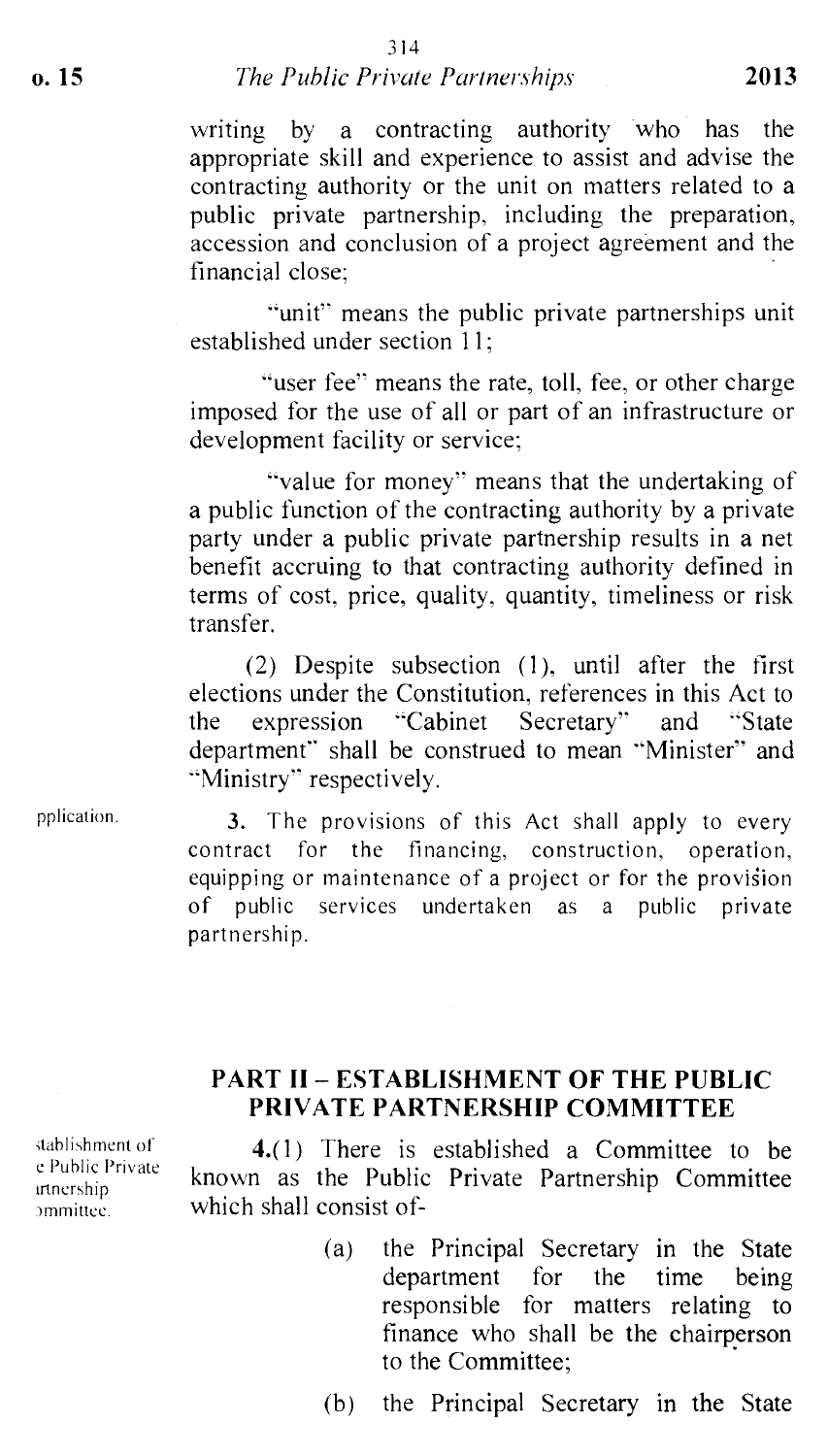writing by a contracting authority who has the appropriate skill and experience to assist and advise the contracting authority or the unit on matters related to a public private partnership, including the preparation, accession and conclusion of a project agreement and the financial close;

"unit" means the public private partnerships unit established under section 11;

"user fee" means the rate, toll, fee, or other charge imposed for the use of all or part of an infrastructure or development facility or service;

"value for money" means that the undertaking of a public function of the contracting authority by a private party under a public private partnership results in a net benefit accruing to that contracting authority defined in terms of cost, price, quality, quantity, timeliness or risk transfer.

(2) Despite subsection (1), until after the first elections under the Constitution, references in this Act to the expression "Cabinet Secretary" and "State department" shall be construed to mean "Minister" and "Ministry" respectively.

pplication.

**3.** The provisions of this Act shall apply to every contract for the financing, construction, operation, equipping or maintenance of a project or for the provision of public services undertaken as a public private partnership.

## PART II – ESTABLISHMENT OF THE PUBLIC PRIVATE PARTNERSHIP COMMITTEE

stablishment of e Public Private rtnership ommittee.

**4.**(1) There is established a Committee to be known as the Public Private Partnership Committee which shall consist of-

(a) the Principal Secretary in the State department for the time being responsible for matters relating to finance who shall be the chairperson to the Committee;

(b) the Principal Secretary in the State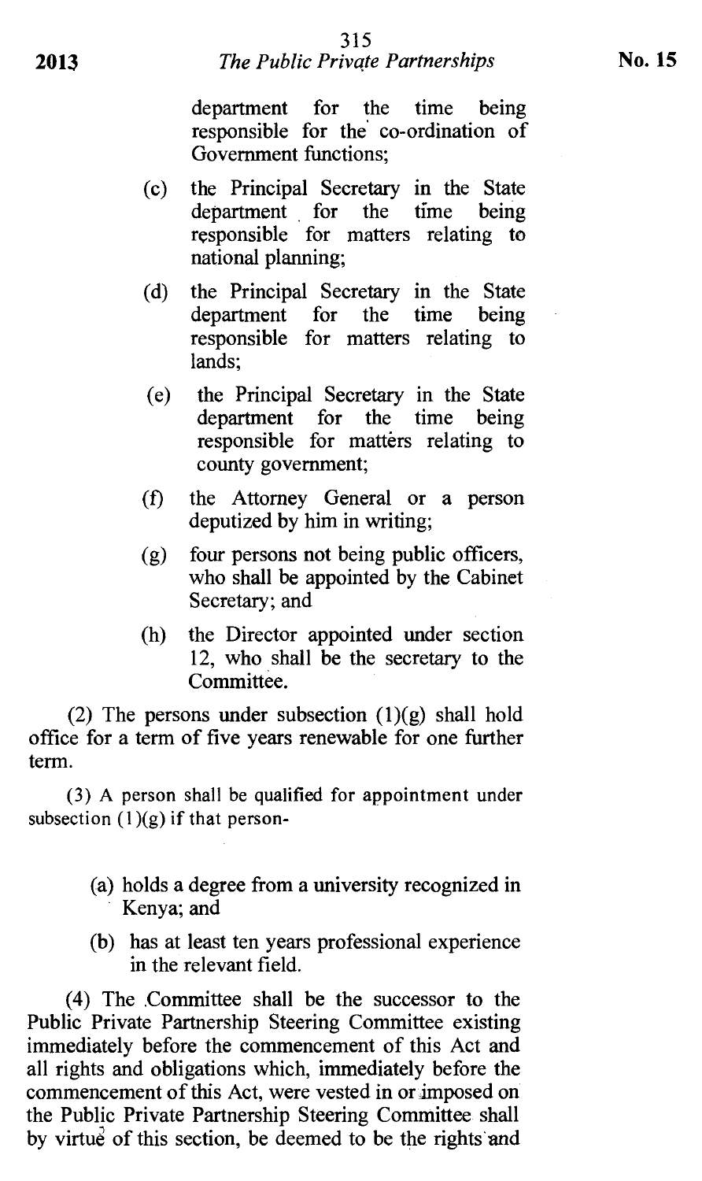department for the time being responsible for the co-ordination of Government functions;

(c) the Principal Secretary in the State department for the time being responsible for matters relating to national planning;

(d) the Principal Secretary in the State department for the time being responsible for matters relating to lands;

(e) the Principal Secretary in the State department for the time being responsible for matters relating to county government;

(f) the Attorney General or a person deputized by him in writing;

(g) four persons not being public officers, who shall be appointed by the Cabinet Secretary; and

(h) the Director appointed under section 12, who shall be the secretary to the Committee.

(2) The persons under subsection (1)(g) shall hold office for a term of five years renewable for one further term.

(3) A person shall be qualified for appointment under subsection (1)(g) if that person-

(a) holds a degree from a university recognized in Kenya; and

(b) has at least ten years professional experience in the relevant field.

(4) The Committee shall be the successor to the Public Private Partnership Steering Committee existing immediately before the commencement of this Act and all rights and obligations which, immediately before the commencement of this Act, were vested in or imposed on the Public Private Partnership Steering Committee shall by virtue of this section, be deemed to be the rights and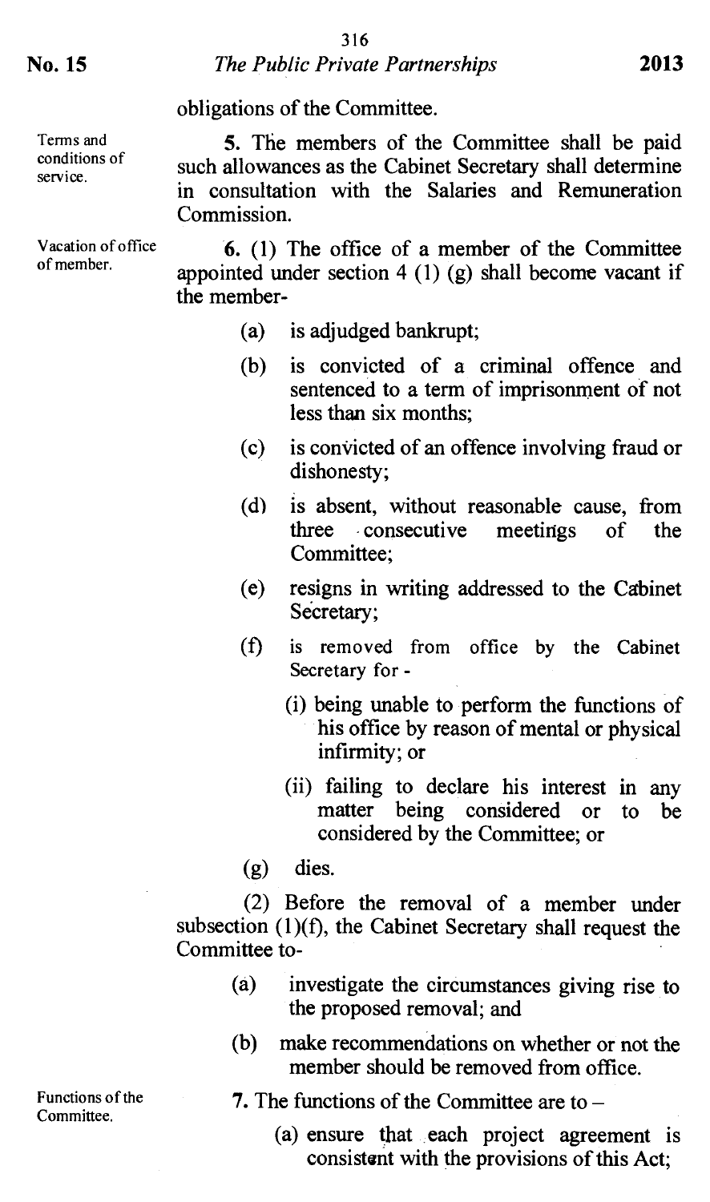obligations of the Committee.

Terms and conditions of service.

**5.** The members of the Committee shall be paid such allowances as the Cabinet Secretary shall determine in consultation with the Salaries and Remuneration Commission.

Vacation of office of member.

**6.** (1) The office of a member of the Committee appointed under section 4 (1) (g) shall become vacant if the member-

- (a) is adjudged bankrupt;
- (b) is convicted of a criminal offence and sentenced to a term of imprisonment of not less than six months;
- (c) is convicted of an offence involving fraud or dishonesty;
- (d) is absent, without reasonable cause, from three consecutive meetings of the Committee;
- (e) resigns in writing addressed to the Cabinet Secretary;
- (f) is removed from office by the Cabinet Secretary for -
  - (i) being unable to perform the functions of his office by reason of mental or physical infirmity; or
  - (ii) failing to declare his interest in any matter being considered or to be considered by the Committee; or
- (g) dies.

(2) Before the removal of a member under subsection (1)(f), the Cabinet Secretary shall request the Committee to-

- (a) investigate the circumstances giving rise to the proposed removal; and
- (b) make recommendations on whether or not the member should be removed from office.

Functions of the Committee.

**7.** The functions of the Committee are to –

- (a) ensure that each project agreement is consistent with the provisions of this Act;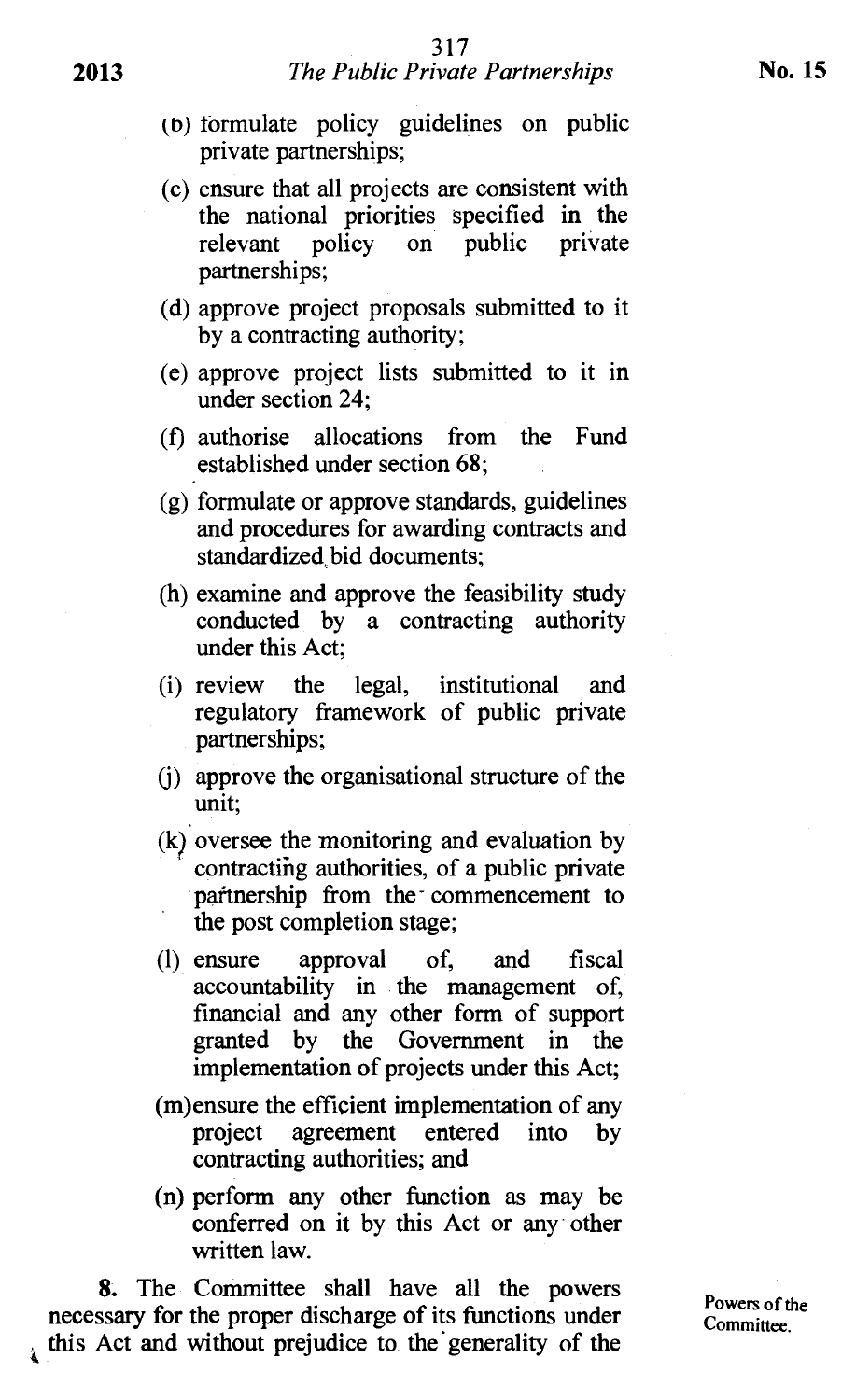(b) formulate policy guidelines on public private partnerships;

(c) ensure that all projects are consistent with the national priorities specified in the relevant policy on public private partnerships;

(d) approve project proposals submitted to it by a contracting authority;

(e) approve project lists submitted to it in under section 24;

(f) authorise allocations from the Fund established under section 68;

(g) formulate or approve standards, guidelines and procedures for awarding contracts and standardized bid documents;

(h) examine and approve the feasibility study conducted by a contracting authority under this Act;

(i) review the legal, institutional and regulatory framework of public private partnerships;

(j) approve the organisational structure of the unit;

(k) oversee the monitoring and evaluation by contracting authorities, of a public private partnership from the commencement to the post completion stage;

(l) ensure approval of, and fiscal accountability in the management of, financial and any other form of support granted by the Government in the implementation of projects under this Act;

(m) ensure the efficient implementation of any project agreement entered into by contracting authorities; and

(n) perform any other function as may be conferred on it by this Act or any other written law.

Powers of the Committee.

**8.** The Committee shall have all the powers necessary for the proper discharge of its functions under this Act and without prejudice to the generality of the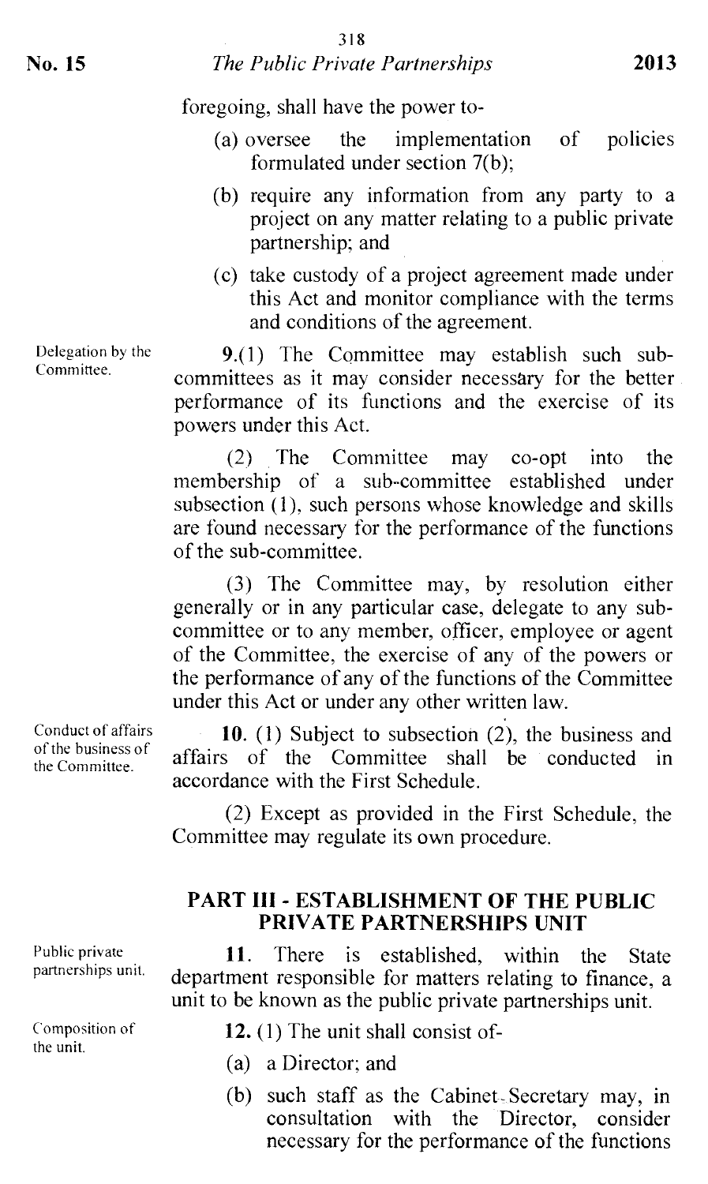foregoing, shall have the power to-

(a) oversee the implementation of policies formulated under section 7(b);

(b) require any information from any party to a project on any matter relating to a public private partnership; and

(c) take custody of a project agreement made under this Act and monitor compliance with the terms and conditions of the agreement.

Delegation by the Committee.

**9.**(1) The Committee may establish such sub-committees as it may consider necessary for the better performance of its functions and the exercise of its powers under this Act.

(2) The Committee may co-opt into the membership of a sub-committee established under subsection (1), such persons whose knowledge and skills are found necessary for the performance of the functions of the sub-committee.

(3) The Committee may, by resolution either generally or in any particular case, delegate to any sub-committee or to any member, officer, employee or agent of the Committee, the exercise of any of the powers or the performance of any of the functions of the Committee under this Act or under any other written law.

Conduct of affairs of the business of the Committee.

**10.** (1) Subject to subsection (2), the business and affairs of the Committee shall be conducted in accordance with the First Schedule.

(2) Except as provided in the First Schedule, the Committee may regulate its own procedure.

## PART III - ESTABLISHMENT OF THE PUBLIC PRIVATE PARTNERSHIPS UNIT

Public private partnerships unit.

**11.** There is established, within the State department responsible for matters relating to finance, a unit to be known as the public private partnerships unit.

Composition of the unit.

**12.** (1) The unit shall consist of-

(a) a Director; and

(b) such staff as the Cabinet Secretary may, in consultation with the Director, consider necessary for the performance of the functions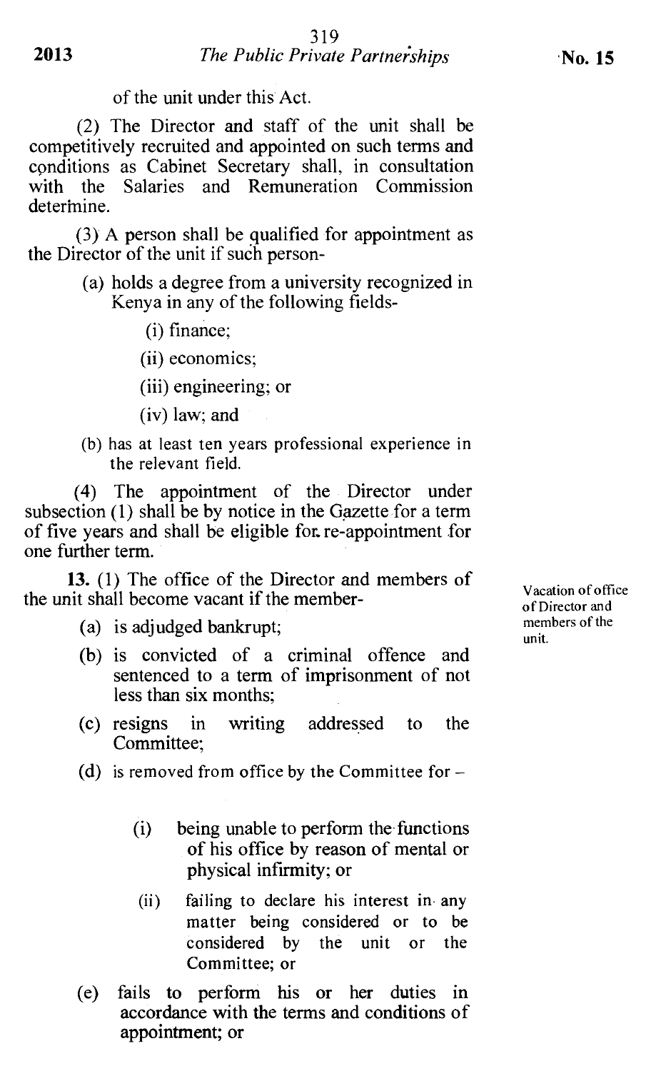of the unit under this Act.

(2) The Director and staff of the unit shall be competitively recruited and appointed on such terms and conditions as Cabinet Secretary shall, in consultation with the Salaries and Remuneration Commission determine.

(3) A person shall be qualified for appointment as the Director of the unit if such person-

(a) holds a degree from a university recognized in Kenya in any of the following fields-

(i) finance;

(ii) economics;

(iii) engineering; or

(iv) law; and

(b) has at least ten years professional experience in the relevant field.

(4) The appointment of the Director under subsection (1) shall be by notice in the Gazette for a term of five years and shall be eligible for re-appointment for one further term.

Vacation of office of Director and members of the unit.

**13.** (1) The office of the Director and members of the unit shall become vacant if the member-

(a) is adjudged bankrupt;

(b) is convicted of a criminal offence and sentenced to a term of imprisonment of not less than six months;

(c) resigns in writing addressed to the Committee;

(d) is removed from office by the Committee for –

(i) being unable to perform the functions of his office by reason of mental or physical infirmity; or

(ii) failing to declare his interest in any matter being considered or to be considered by the unit or the Committee; or

(e) fails to perform his or her duties in accordance with the terms and conditions of appointment; or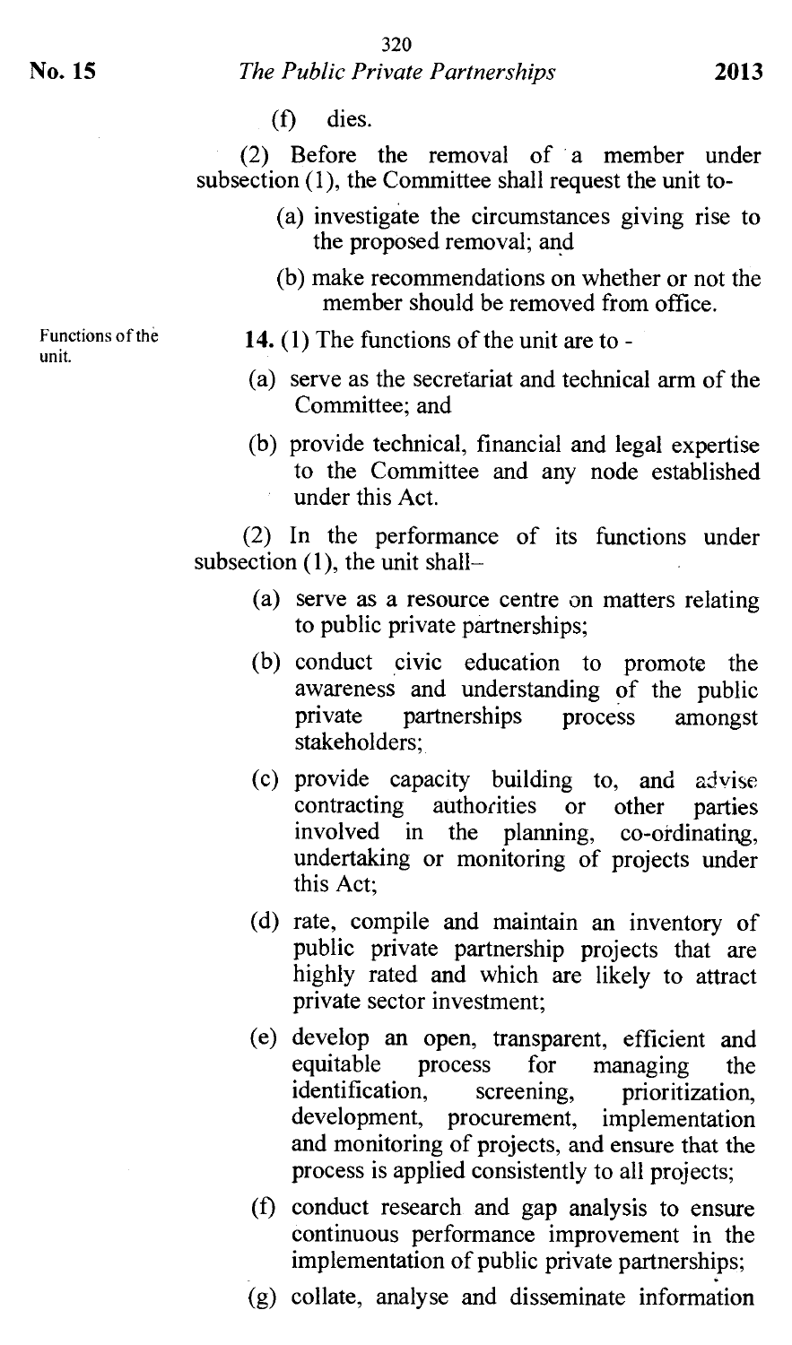(f) dies.

(2) Before the removal of a member under subsection (1), the Committee shall request the unit to-

(a) investigate the circumstances giving rise to the proposed removal; and

(b) make recommendations on whether or not the member should be removed from office.

Functions of the unit.

**14.** (1) The functions of the unit are to -

(a) serve as the secretariat and technical arm of the Committee; and

(b) provide technical, financial and legal expertise to the Committee and any node established under this Act.

(2) In the performance of its functions under subsection (1), the unit shall–

(a) serve as a resource centre on matters relating to public private partnerships;

(b) conduct civic education to promote the awareness and understanding of the public private partnerships process amongst stakeholders;

(c) provide capacity building to, and advise contracting authorities or other parties involved in the planning, co-ordinating, undertaking or monitoring of projects under this Act;

(d) rate, compile and maintain an inventory of public private partnership projects that are highly rated and which are likely to attract private sector investment;

(e) develop an open, transparent, efficient and equitable process for managing the identification, screening, prioritization, development, procurement, implementation and monitoring of projects, and ensure that the process is applied consistently to all projects;

(f) conduct research and gap analysis to ensure continuous performance improvement in the implementation of public private partnerships;

(g) collate, analyse and disseminate information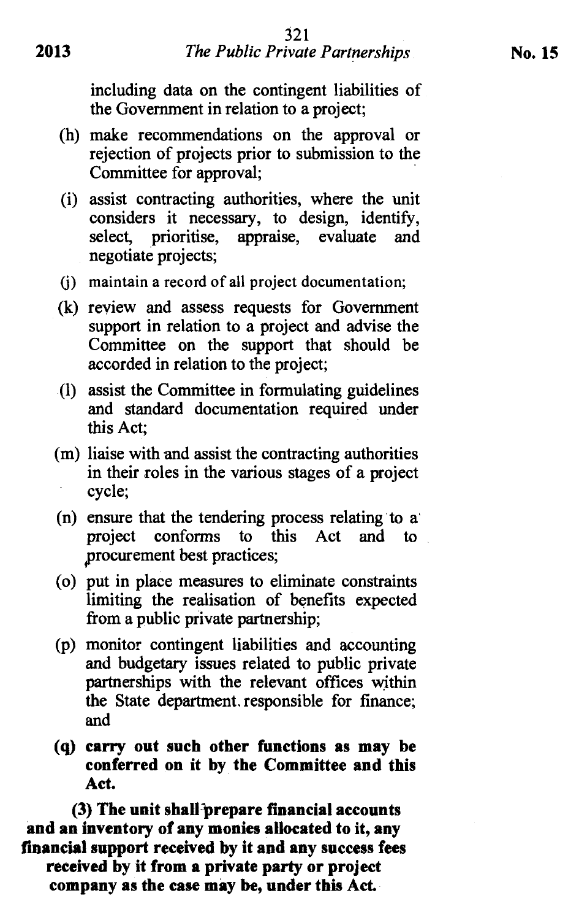including data on the contingent liabilities of the Government in relation to a project;

(h) make recommendations on the approval or rejection of projects prior to submission to the Committee for approval;

(i) assist contracting authorities, where the unit considers it necessary, to design, identify, select, prioritise, appraise, evaluate and negotiate projects;

(j) maintain a record of all project documentation;

(k) review and assess requests for Government support in relation to a project and advise the Committee on the support that should be accorded in relation to the project;

(l) assist the Committee in formulating guidelines and standard documentation required under this Act;

(m) liaise with and assist the contracting authorities in their roles in the various stages of a project cycle;

(n) ensure that the tendering process relating to a project conforms to this Act and to procurement best practices;

(o) put in place measures to eliminate constraints limiting the realisation of benefits expected from a public private partnership;

(p) monitor contingent liabilities and accounting and budgetary issues related to public private partnerships with the relevant offices within the State department responsible for finance; and

**(q) carry out such other functions as may be conferred on it by the Committee and this Act.**

**(3) The unit shall prepare financial accounts and an inventory of any monies allocated to it, any financial support received by it and any success fees received by it from a private party or project company as the case may be, under this Act.**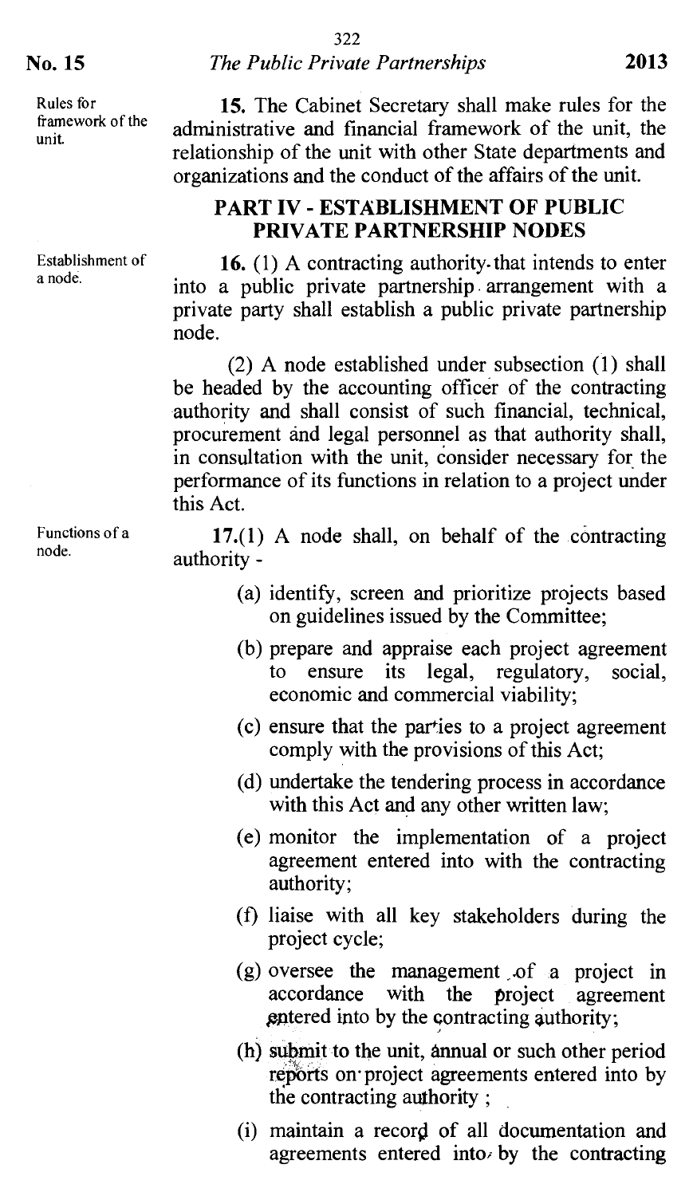Rules for framework of the unit.

**15.** The Cabinet Secretary shall make rules for the administrative and financial framework of the unit, the relationship of the unit with other State departments and organizations and the conduct of the affairs of the unit.

## PART IV - ESTABLISHMENT OF PUBLIC PRIVATE PARTNERSHIP NODES

Establishment of a node.

**16.** (1) A contracting authority that intends to enter into a public private partnership arrangement with a private party shall establish a public private partnership node.

(2) A node established under subsection (1) shall be headed by the accounting officer of the contracting authority and shall consist of such financial, technical, procurement and legal personnel as that authority shall, in consultation with the unit, consider necessary for the performance of its functions in relation to a project under this Act.

Functions of a node.

**17.**(1) A node shall, on behalf of the contracting authority -

(a) identify, screen and prioritize projects based on guidelines issued by the Committee;

(b) prepare and appraise each project agreement to ensure its legal, regulatory, social, economic and commercial viability;

(c) ensure that the parties to a project agreement comply with the provisions of this Act;

(d) undertake the tendering process in accordance with this Act and any other written law;

(e) monitor the implementation of a project agreement entered into with the contracting authority;

(f) liaise with all key stakeholders during the project cycle;

(g) oversee the management of a project in accordance with the project agreement entered into by the contracting authority;

(h) submit to the unit, annual or such other period reports on project agreements entered into by the contracting authority ;

(i) maintain a record of all documentation and agreements entered into by the contracting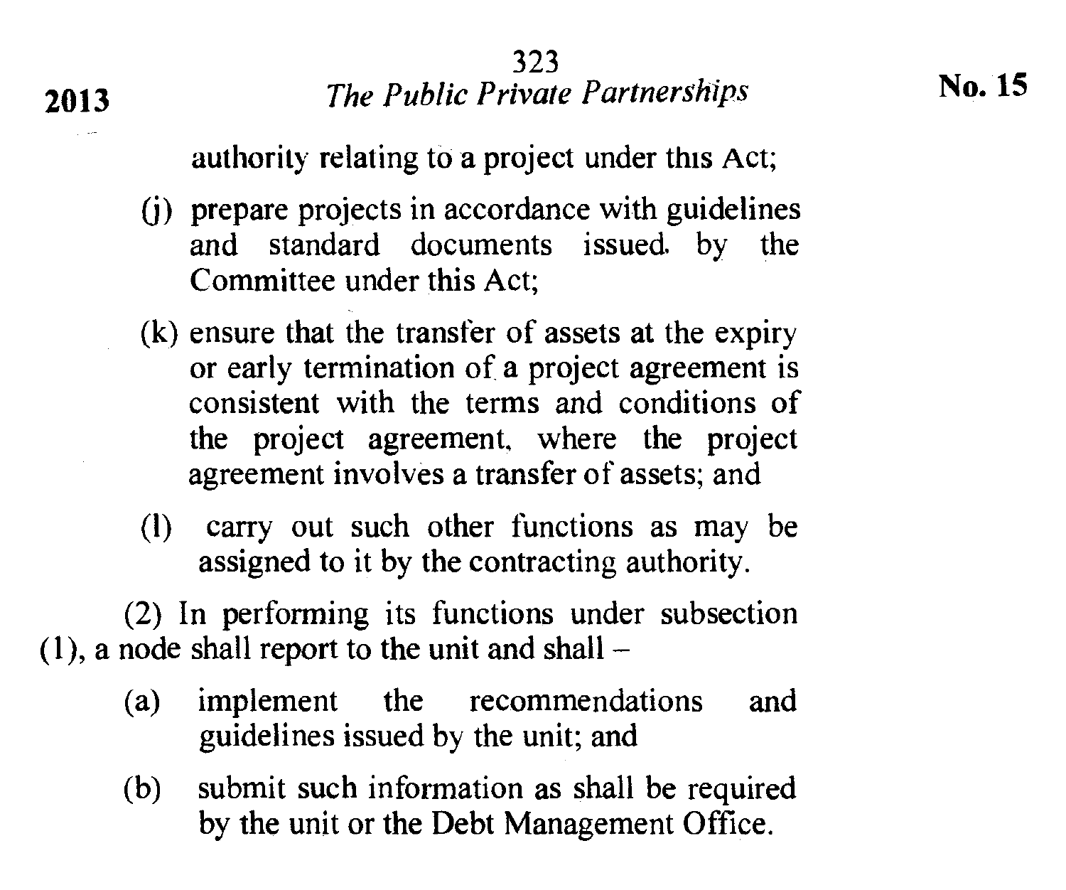authority relating to a project under this Act;

(j) prepare projects in accordance with guidelines and standard documents issued by the Committee under this Act;

(k) ensure that the transfer of assets at the expiry or early termination of a project agreement is consistent with the terms and conditions of the project agreement, where the project agreement involves a transfer of assets; and

(l) carry out such other functions as may be assigned to it by the contracting authority.

(2) In performing its functions under subsection (1), a node shall report to the unit and shall –

(a) implement the recommendations and guidelines issued by the unit; and

(b) submit such information as shall be required by the unit or the Debt Management Office.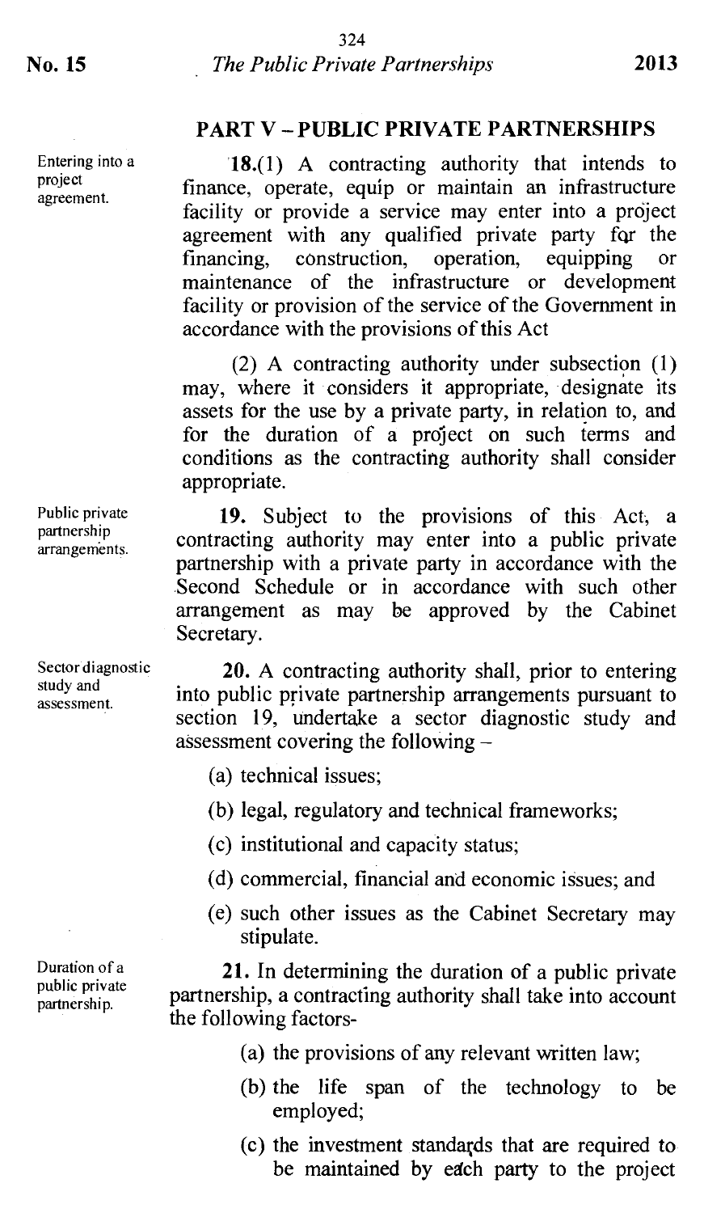## PART V – PUBLIC PRIVATE PARTNERSHIPS

*Entering into a project agreement.*

**18.**(1) A contracting authority that intends to finance, operate, equip or maintain an infrastructure facility or provide a service may enter into a project agreement with any qualified private party for the financing, construction, operation, equipping or maintenance of the infrastructure or development facility or provision of the service of the Government in accordance with the provisions of this Act

(2) A contracting authority under subsection (1) may, where it considers it appropriate, designate its assets for the use by a private party, in relation to, and for the duration of a project on such terms and conditions as the contracting authority shall consider appropriate.

*Public private partnership arrangements.*

**19.** Subject to the provisions of this Act, a contracting authority may enter into a public private partnership with a private party in accordance with the Second Schedule or in accordance with such other arrangement as may be approved by the Cabinet Secretary.

*Sector diagnostic study and assessment.*

**20.** A contracting authority shall, prior to entering into public private partnership arrangements pursuant to section 19, undertake a sector diagnostic study and assessment covering the following –

(a) technical issues;

(b) legal, regulatory and technical frameworks;

(c) institutional and capacity status;

(d) commercial, financial and economic issues; and

(e) such other issues as the Cabinet Secretary may stipulate.

*Duration of a public private partnership.*

**21.** In determining the duration of a public private partnership, a contracting authority shall take into account the following factors-

(a) the provisions of any relevant written law;

(b) the life span of the technology to be employed;

(c) the investment standards that are required to be maintained by each party to the project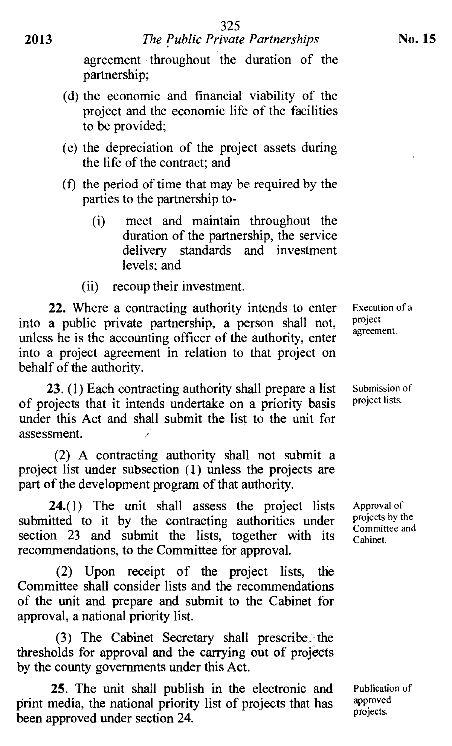agreement throughout the duration of the partnership;

(d) the economic and financial viability of the project and the economic life of the facilities to be provided;

(e) the depreciation of the project assets during the life of the contract; and

(f) the period of time that may be required by the parties to the partnership to-

(i) meet and maintain throughout the duration of the partnership, the service delivery standards and investment levels; and

(ii) recoup their investment.

Execution of a project agreement.

**22.** Where a contracting authority intends to enter into a public private partnership, a person shall not, unless he is the accounting officer of the authority, enter into a project agreement in relation to that project on behalf of the authority.

Submission of project lists.

**23.** (1) Each contracting authority shall prepare a list of projects that it intends undertake on a priority basis under this Act and shall submit the list to the unit for assessment.

(2) A contracting authority shall not submit a project list under subsection (1) unless the projects are part of the development program of that authority.

Approval of projects by the Committee and Cabinet.

**24.**(1) The unit shall assess the project lists submitted to it by the contracting authorities under section 23 and submit the lists, together with its recommendations, to the Committee for approval.

(2) Upon receipt of the project lists, the Committee shall consider lists and the recommendations of the unit and prepare and submit to the Cabinet for approval, a national priority list.

(3) The Cabinet Secretary shall prescribe the thresholds for approval and the carrying out of projects by the county governments under this Act.

Publication of approved projects.

**25.** The unit shall publish in the electronic and print media, the national priority list of projects that has been approved under section 24.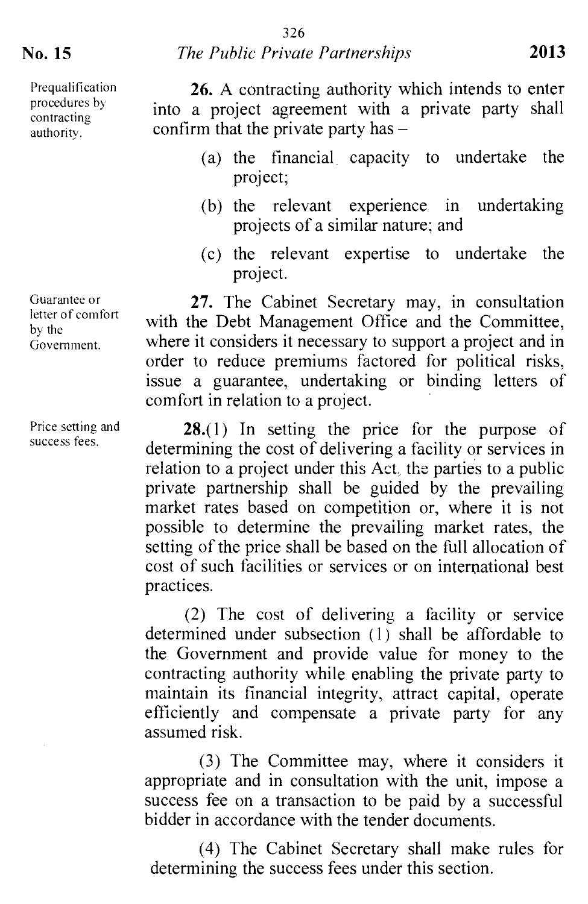Prequalification procedures by contracting authority.

**26.** A contracting authority which intends to enter into a project agreement with a private party shall confirm that the private party has –

(a) the financial capacity to undertake the project;

(b) the relevant experience in undertaking projects of a similar nature; and

(c) the relevant expertise to undertake the project.

Guarantee or letter of comfort by the Government.

**27.** The Cabinet Secretary may, in consultation with the Debt Management Office and the Committee, where it considers it necessary to support a project and in order to reduce premiums factored for political risks, issue a guarantee, undertaking or binding letters of comfort in relation to a project.

Price setting and success fees.

**28.**(1) In setting the price for the purpose of determining the cost of delivering a facility or services in relation to a project under this Act, the parties to a public private partnership shall be guided by the prevailing market rates based on competition or, where it is not possible to determine the prevailing market rates, the setting of the price shall be based on the full allocation of cost of such facilities or services or on international best practices.

(2) The cost of delivering a facility or service determined under subsection (1) shall be affordable to the Government and provide value for money to the contracting authority while enabling the private party to maintain its financial integrity, attract capital, operate efficiently and compensate a private party for any assumed risk.

(3) The Committee may, where it considers it appropriate and in consultation with the unit, impose a success fee on a transaction to be paid by a successful bidder in accordance with the tender documents.

(4) The Cabinet Secretary shall make rules for determining the success fees under this section.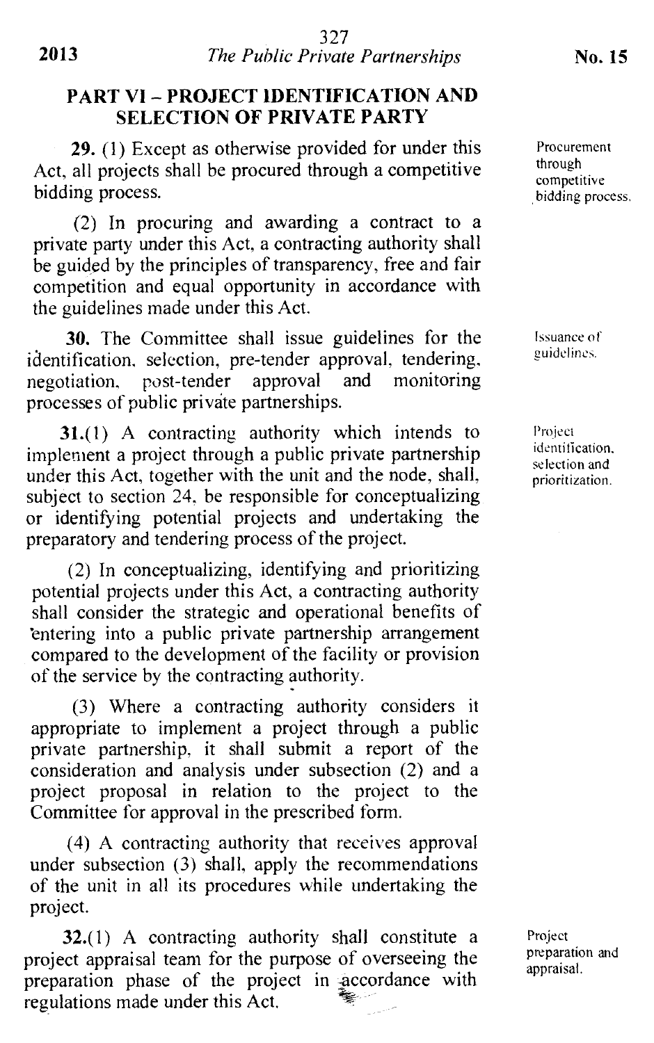## PART VI – PROJECT IDENTIFICATION AND SELECTION OF PRIVATE PARTY

**29.** (1) Except as otherwise provided for under this Act, all projects shall be procured through a competitive bidding process.

Procurement through competitive bidding process.

(2) In procuring and awarding a contract to a private party under this Act, a contracting authority shall be guided by the principles of transparency, free and fair competition and equal opportunity in accordance with the guidelines made under this Act.

**30.** The Committee shall issue guidelines for the identification, selection, pre-tender approval, tendering, negotiation, post-tender approval and monitoring processes of public private partnerships.

Issuance of guidelines.

**31.**(1) A contracting authority which intends to implement a project through a public private partnership under this Act, together with the unit and the node, shall, subject to section 24, be responsible for conceptualizing or identifying potential projects and undertaking the preparatory and tendering process of the project.

Project identification, selection and prioritization.

(2) In conceptualizing, identifying and prioritizing potential projects under this Act, a contracting authority shall consider the strategic and operational benefits of entering into a public private partnership arrangement compared to the development of the facility or provision of the service by the contracting authority.

(3) Where a contracting authority considers it appropriate to implement a project through a public private partnership, it shall submit a report of the consideration and analysis under subsection (2) and a project proposal in relation to the project to the Committee for approval in the prescribed form.

(4) A contracting authority that receives approval under subsection (3) shall, apply the recommendations of the unit in all its procedures while undertaking the project.

**32.**(1) A contracting authority shall constitute a project appraisal team for the purpose of overseeing the preparation phase of the project in accordance with regulations made under this Act.

Project preparation and appraisal.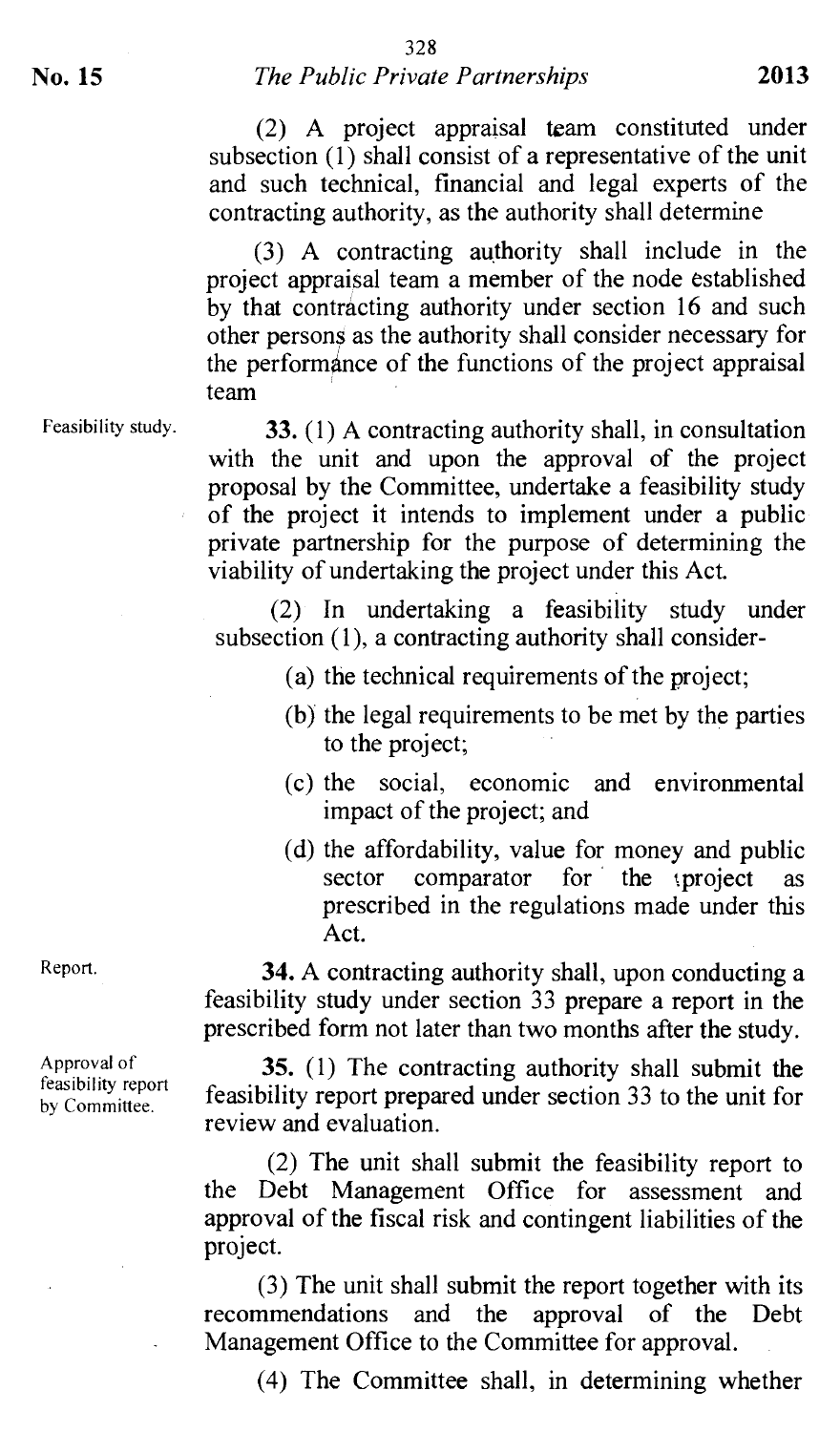(2) A project appraisal team constituted under subsection (1) shall consist of a representative of the unit and such technical, financial and legal experts of the contracting authority, as the authority shall determine

(3) A contracting authority shall include in the project appraisal team a member of the node established by that contracting authority under section 16 and such other persons as the authority shall consider necessary for the performance of the functions of the project appraisal team

Feasibility study.

**33.** (1) A contracting authority shall, in consultation with the unit and upon the approval of the project proposal by the Committee, undertake a feasibility study of the project it intends to implement under a public private partnership for the purpose of determining the viability of undertaking the project under this Act.

(2) In undertaking a feasibility study under subsection (1), a contracting authority shall consider-

(a) the technical requirements of the project;

(b) the legal requirements to be met by the parties to the project;

(c) the social, economic and environmental impact of the project; and

(d) the affordability, value for money and public sector comparator for the project as prescribed in the regulations made under this Act.

Report.

**34.** A contracting authority shall, upon conducting a feasibility study under section 33 prepare a report in the prescribed form not later than two months after the study.

Approval of feasibility report by Committee.

**35.** (1) The contracting authority shall submit the feasibility report prepared under section 33 to the unit for review and evaluation.

(2) The unit shall submit the feasibility report to the Debt Management Office for assessment and approval of the fiscal risk and contingent liabilities of the project.

(3) The unit shall submit the report together with its recommendations and the approval of the Debt Management Office to the Committee for approval.

(4) The Committee shall, in determining whether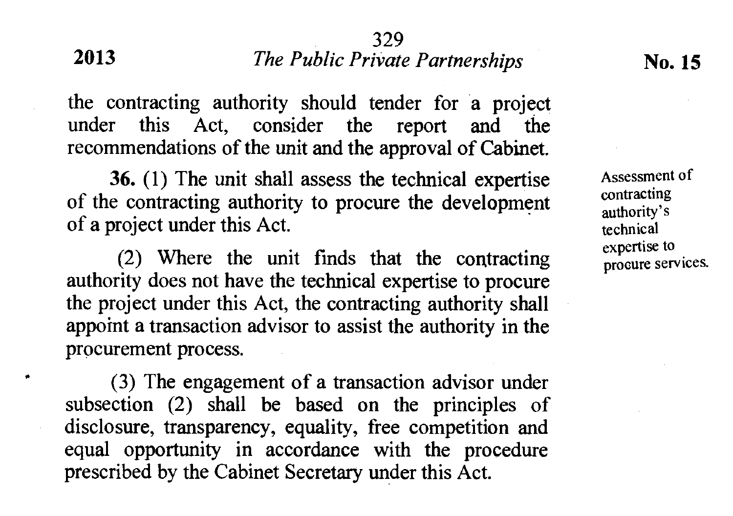the contracting authority should tender for a project under this Act, consider the report and the recommendations of the unit and the approval of Cabinet.

**Assessment of contracting authority's technical expertise to procure services.**

**36.** (1) The unit shall assess the technical expertise of the contracting authority to procure the development of a project under this Act.

(2) Where the unit finds that the contracting authority does not have the technical expertise to procure the project under this Act, the contracting authority shall appoint a transaction advisor to assist the authority in the procurement process.

(3) The engagement of a transaction advisor under subsection (2) shall be based on the principles of disclosure, transparency, equality, free competition and equal opportunity in accordance with the procedure prescribed by the Cabinet Secretary under this Act.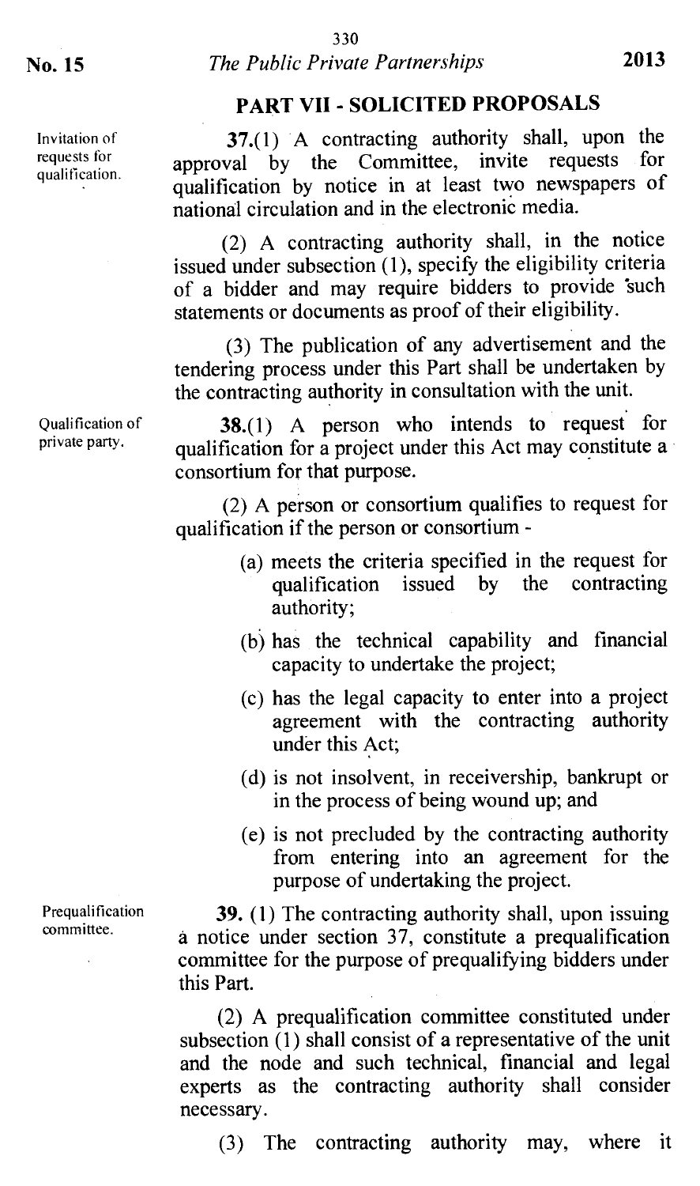## PART VII - SOLICITED PROPOSALS

Invitation of requests for qualification.

**37.**(1) A contracting authority shall, upon the approval by the Committee, invite requests for qualification by notice in at least two newspapers of national circulation and in the electronic media.

(2) A contracting authority shall, in the notice issued under subsection (1), specify the eligibility criteria of a bidder and may require bidders to provide such statements or documents as proof of their eligibility.

(3) The publication of any advertisement and the tendering process under this Part shall be undertaken by the contracting authority in consultation with the unit.

Qualification of private party.

**38.**(1) A person who intends to request for qualification for a project under this Act may constitute a consortium for that purpose.

(2) A person or consortium qualifies to request for qualification if the person or consortium -

(a) meets the criteria specified in the request for qualification issued by the contracting authority;

(b) has the technical capability and financial capacity to undertake the project;

(c) has the legal capacity to enter into a project agreement with the contracting authority under this Act;

(d) is not insolvent, in receivership, bankrupt or in the process of being wound up; and

(e) is not precluded by the contracting authority from entering into an agreement for the purpose of undertaking the project.

Prequalification committee.

**39.** (1) The contracting authority shall, upon issuing a notice under section 37, constitute a prequalification committee for the purpose of prequalifying bidders under this Part.

(2) A prequalification committee constituted under subsection (1) shall consist of a representative of the unit and the node and such technical, financial and legal experts as the contracting authority shall consider necessary.

(3) The contracting authority may, where it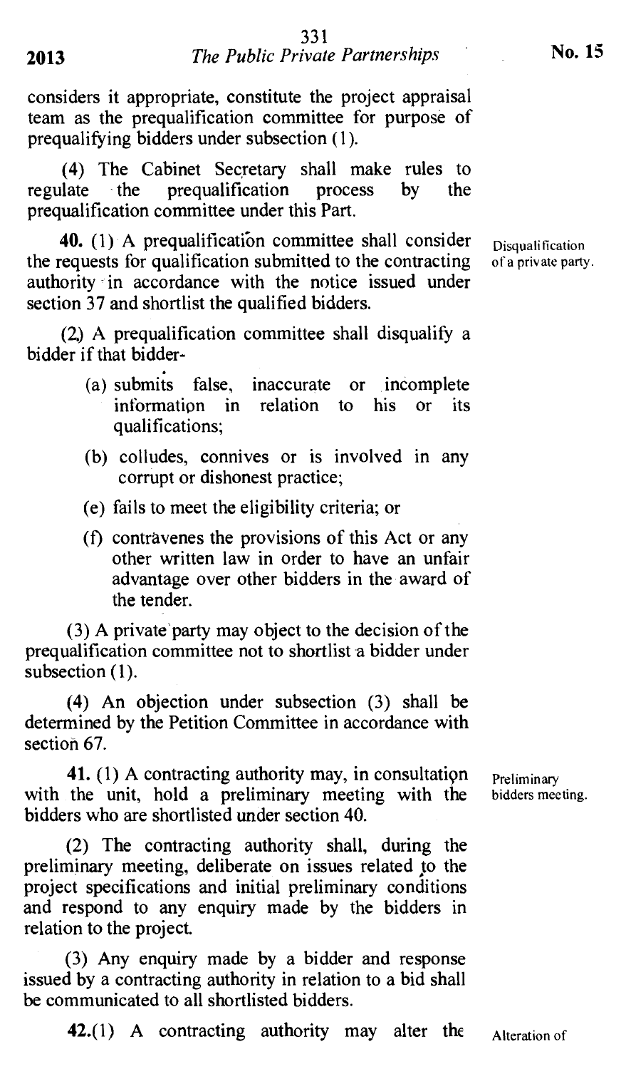considers it appropriate, constitute the project appraisal team as the prequalification committee for purpose of prequalifying bidders under subsection (1).

(4) The Cabinet Secretary shall make rules to regulate the prequalification process by the prequalification committee under this Part.

**40.** (1) A prequalification committee shall consider the requests for qualification submitted to the contracting authority in accordance with the notice issued under section 37 and shortlist the qualified bidders.

Disqualification of a private party.

(2) A prequalification committee shall disqualify a bidder if that bidder-

- (a) submits false, inaccurate or incomplete information in relation to his or its qualifications;
- (b) colludes, connives or is involved in any corrupt or dishonest practice;
- (e) fails to meet the eligibility criteria; or
- (f) contravenes the provisions of this Act or any other written law in order to have an unfair advantage over other bidders in the award of the tender.

(3) A private party may object to the decision of the prequalification committee not to shortlist a bidder under subsection (1).

(4) An objection under subsection (3) shall be determined by the Petition Committee in accordance with section 67.

**41.** (1) A contracting authority may, in consultation with the unit, hold a preliminary meeting with the bidders who are shortlisted under section 40.

Preliminary bidders meeting.

(2) The contracting authority shall, during the preliminary meeting, deliberate on issues related to the project specifications and initial preliminary conditions and respond to any enquiry made by the bidders in relation to the project.

(3) Any enquiry made by a bidder and response issued by a contracting authority in relation to a bid shall be communicated to all shortlisted bidders.

**42.**(1) A contracting authority may alter the

Alteration of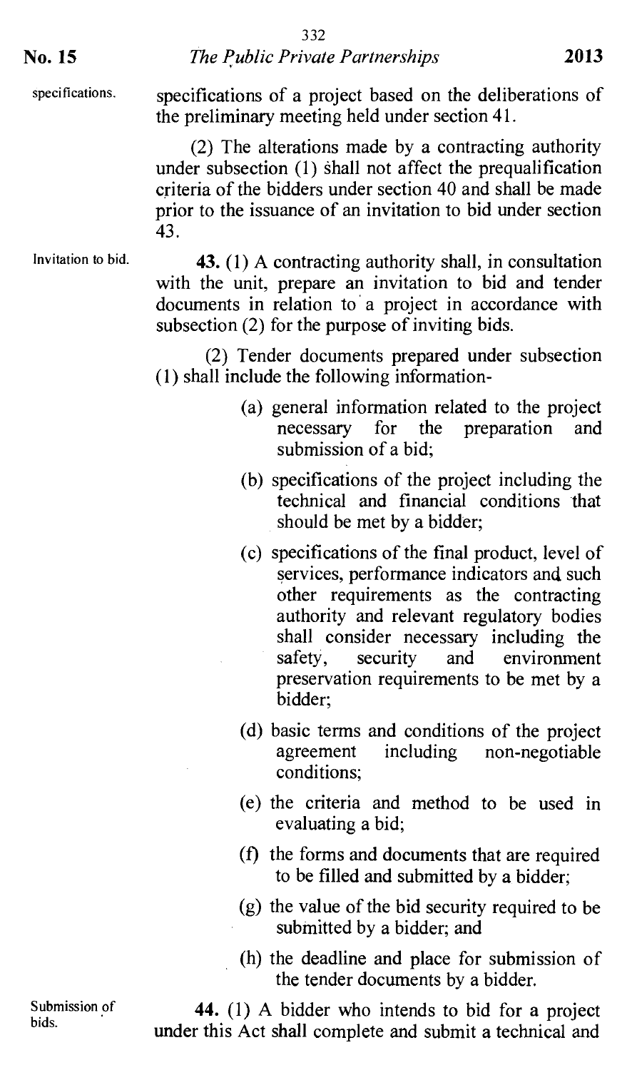specifications of a project based on the deliberations of the preliminary meeting held under section 41.

(2) The alterations made by a contracting authority under subsection (1) shall not affect the prequalification criteria of the bidders under section 40 and shall be made prior to the issuance of an invitation to bid under section 43.

Invitation to bid.

**43.** (1) A contracting authority shall, in consultation with the unit, prepare an invitation to bid and tender documents in relation to a project in accordance with subsection (2) for the purpose of inviting bids.

(2) Tender documents prepared under subsection (1) shall include the following information-

(a) general information related to the project necessary for the preparation and submission of a bid;

(b) specifications of the project including the technical and financial conditions that should be met by a bidder;

(c) specifications of the final product, level of services, performance indicators and such other requirements as the contracting authority and relevant regulatory bodies shall consider necessary including the safety, security and environment preservation requirements to be met by a bidder;

(d) basic terms and conditions of the project agreement including non-negotiable conditions;

(e) the criteria and method to be used in evaluating a bid;

(f) the forms and documents that are required to be filled and submitted by a bidder;

(g) the value of the bid security required to be submitted by a bidder; and

(h) the deadline and place for submission of the tender documents by a bidder.

Submission of bids.

**44.** (1) A bidder who intends to bid for a project under this Act shall complete and submit a technical and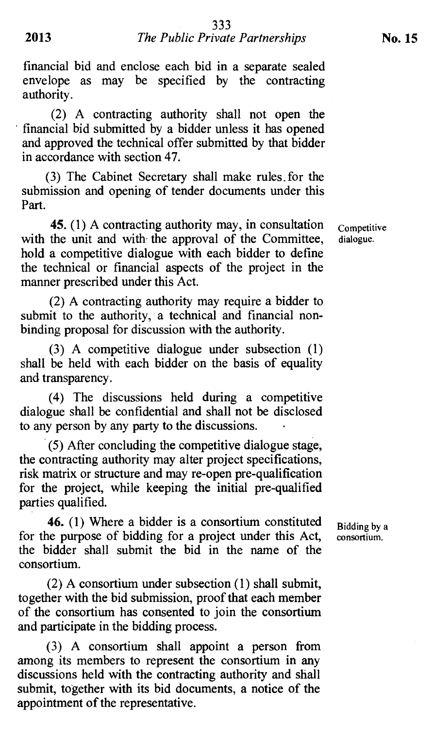financial bid and enclose each bid in a separate sealed envelope as may be specified by the contracting authority.

(2) A contracting authority shall not open the financial bid submitted by a bidder unless it has opened and approved the technical offer submitted by that bidder in accordance with section 47.

(3) The Cabinet Secretary shall make rules for the submission and opening of tender documents under this Part.

**45.** (1) A contracting authority may, in consultation with the unit and with the approval of the Committee, hold a competitive dialogue with each bidder to define the technical or financial aspects of the project in the manner prescribed under this Act.

*Competitive dialogue.*

(2) A contracting authority may require a bidder to submit to the authority, a technical and financial non-binding proposal for discussion with the authority.

(3) A competitive dialogue under subsection (1) shall be held with each bidder on the basis of equality and transparency.

(4) The discussions held during a competitive dialogue shall be confidential and shall not be disclosed to any person by any party to the discussions.

(5) After concluding the competitive dialogue stage, the contracting authority may alter project specifications, risk matrix or structure and may re-open pre-qualification for the project, while keeping the initial pre-qualified parties qualified.

**46.** (1) Where a bidder is a consortium constituted for the purpose of bidding for a project under this Act, the bidder shall submit the bid in the name of the consortium.

*Bidding by a consortium.*

(2) A consortium under subsection (1) shall submit, together with the bid submission, proof that each member of the consortium has consented to join the consortium and participate in the bidding process.

(3) A consortium shall appoint a person from among its members to represent the consortium in any discussions held with the contracting authority and shall submit, together with its bid documents, a notice of the appointment of the representative.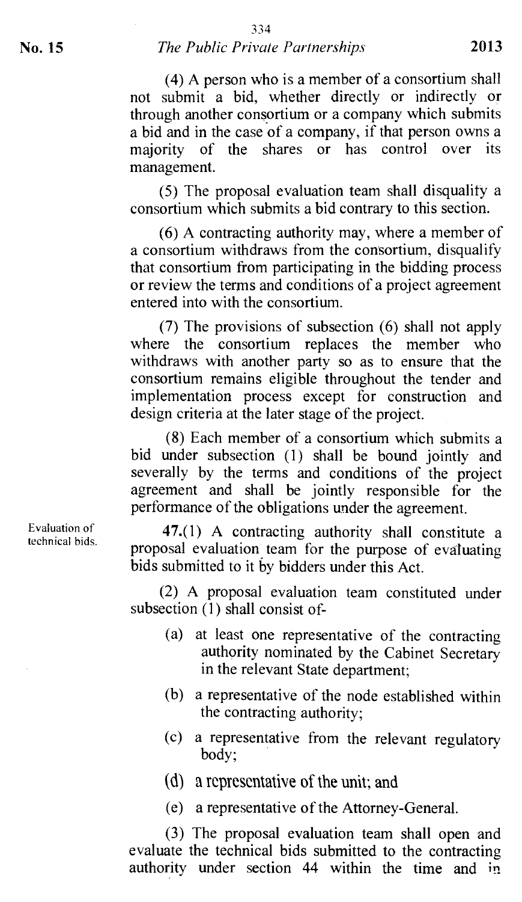(4) A person who is a member of a consortium shall not submit a bid, whether directly or indirectly or through another consortium or a company which submits a bid and in the case of a company, if that person owns a majority of the shares or has control over its management.

(5) The proposal evaluation team shall disqualify a consortium which submits a bid contrary to this section.

(6) A contracting authority may, where a member of a consortium withdraws from the consortium, disqualify that consortium from participating in the bidding process or review the terms and conditions of a project agreement entered into with the consortium.

(7) The provisions of subsection (6) shall not apply where the consortium replaces the member who withdraws with another party so as to ensure that the consortium remains eligible throughout the tender and implementation process except for construction and design criteria at the later stage of the project.

(8) Each member of a consortium which submits a bid under subsection (1) shall be bound jointly and severally by the terms and conditions of the project agreement and shall be jointly responsible for the performance of the obligations under the agreement.

*Evaluation of technical bids.*

**47.**(1) A contracting authority shall constitute a proposal evaluation team for the purpose of evaluating bids submitted to it by bidders under this Act.

(2) A proposal evaluation team constituted under subsection (1) shall consist of-

- (a) at least one representative of the contracting authority nominated by the Cabinet Secretary in the relevant State department;
- (b) a representative of the node established within the contracting authority;
- (c) a representative from the relevant regulatory body;
- (d) a representative of the unit; and
- (e) a representative of the Attorney-General.

(3) The proposal evaluation team shall open and evaluate the technical bids submitted to the contracting authority under section 44 within the time and in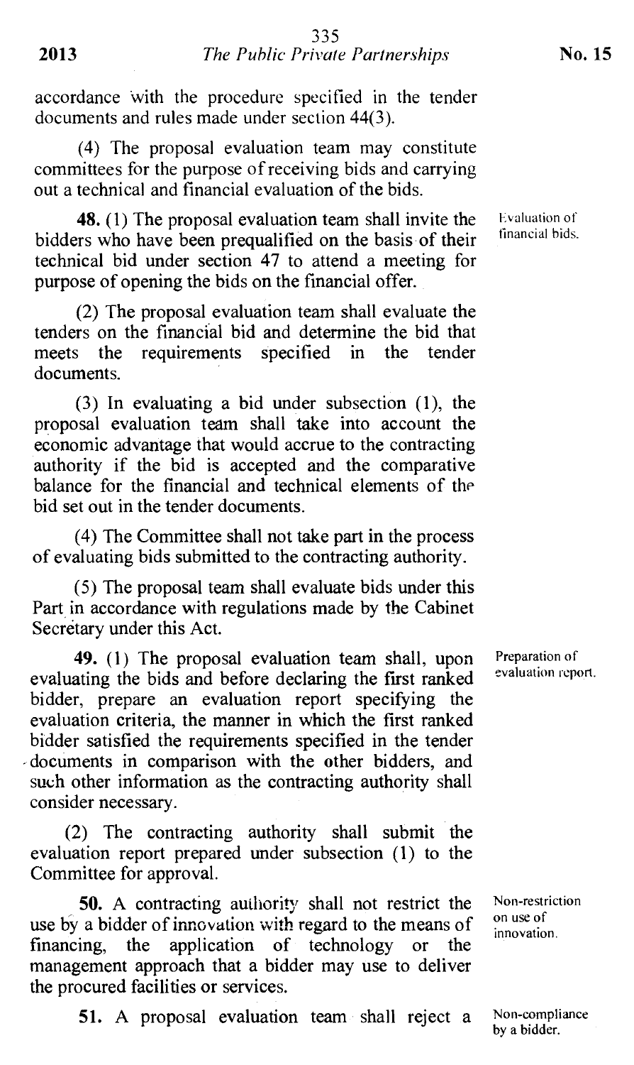accordance with the procedure specified in the tender documents and rules made under section 44(3).

(4) The proposal evaluation team may constitute committees for the purpose of receiving bids and carrying out a technical and financial evaluation of the bids.

Evaluation of financial bids.

**48.** (1) The proposal evaluation team shall invite the bidders who have been prequalified on the basis of their technical bid under section 47 to attend a meeting for purpose of opening the bids on the financial offer.

(2) The proposal evaluation team shall evaluate the tenders on the financial bid and determine the bid that meets the requirements specified in the tender documents.

(3) In evaluating a bid under subsection (1), the proposal evaluation team shall take into account the economic advantage that would accrue to the contracting authority if the bid is accepted and the comparative balance for the financial and technical elements of the bid set out in the tender documents.

(4) The Committee shall not take part in the process of evaluating bids submitted to the contracting authority.

(5) The proposal team shall evaluate bids under this Part in accordance with regulations made by the Cabinet Secretary under this Act.

Preparation of evaluation report.

**49.** (1) The proposal evaluation team shall, upon evaluating the bids and before declaring the first ranked bidder, prepare an evaluation report specifying the evaluation criteria, the manner in which the first ranked bidder satisfied the requirements specified in the tender documents in comparison with the other bidders, and such other information as the contracting authority shall consider necessary.

(2) The contracting authority shall submit the evaluation report prepared under subsection (1) to the Committee for approval.

Non-restriction on use of innovation.

**50.** A contracting authority shall not restrict the use by a bidder of innovation with regard to the means of financing, the application of technology or the management approach that a bidder may use to deliver the procured facilities or services.

Non-compliance by a bidder.

**51.** A proposal evaluation team shall reject a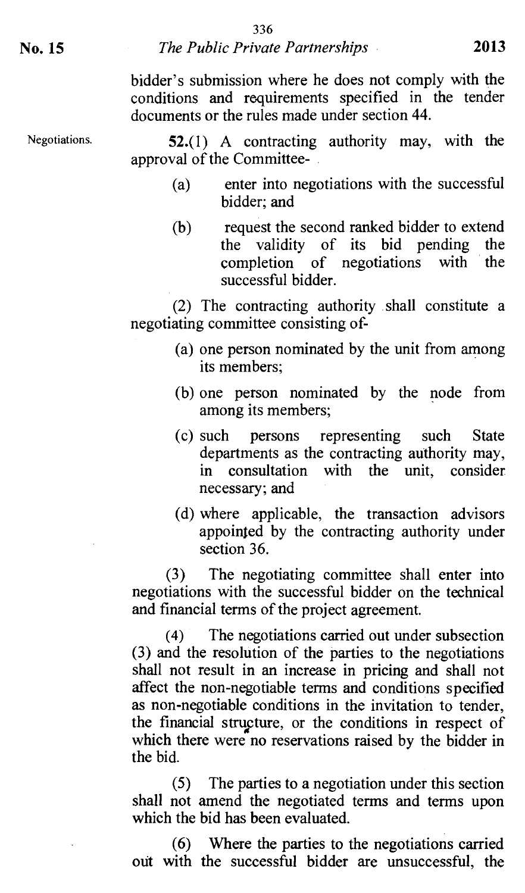bidder's submission where he does not comply with the conditions and requirements specified in the tender documents or the rules made under section 44.

Negotiations.

**52.**(1) A contracting authority may, with the approval of the Committee-

(a) enter into negotiations with the successful bidder; and

(b) request the second ranked bidder to extend the validity of its bid pending the completion of negotiations with the successful bidder.

(2) The contracting authority shall constitute a negotiating committee consisting of-

(a) one person nominated by the unit from among its members;

(b) one person nominated by the node from among its members;

(c) such persons representing such State departments as the contracting authority may, in consultation with the unit, consider necessary; and

(d) where applicable, the transaction advisors appointed by the contracting authority under section 36.

(3) The negotiating committee shall enter into negotiations with the successful bidder on the technical and financial terms of the project agreement.

(4) The negotiations carried out under subsection (3) and the resolution of the parties to the negotiations shall not result in an increase in pricing and shall not affect the non-negotiable terms and conditions specified as non-negotiable conditions in the invitation to tender, the financial structure, or the conditions in respect of which there were no reservations raised by the bidder in the bid.

(5) The parties to a negotiation under this section shall not amend the negotiated terms and terms upon which the bid has been evaluated.

(6) Where the parties to the negotiations carried out with the successful bidder are unsuccessful, the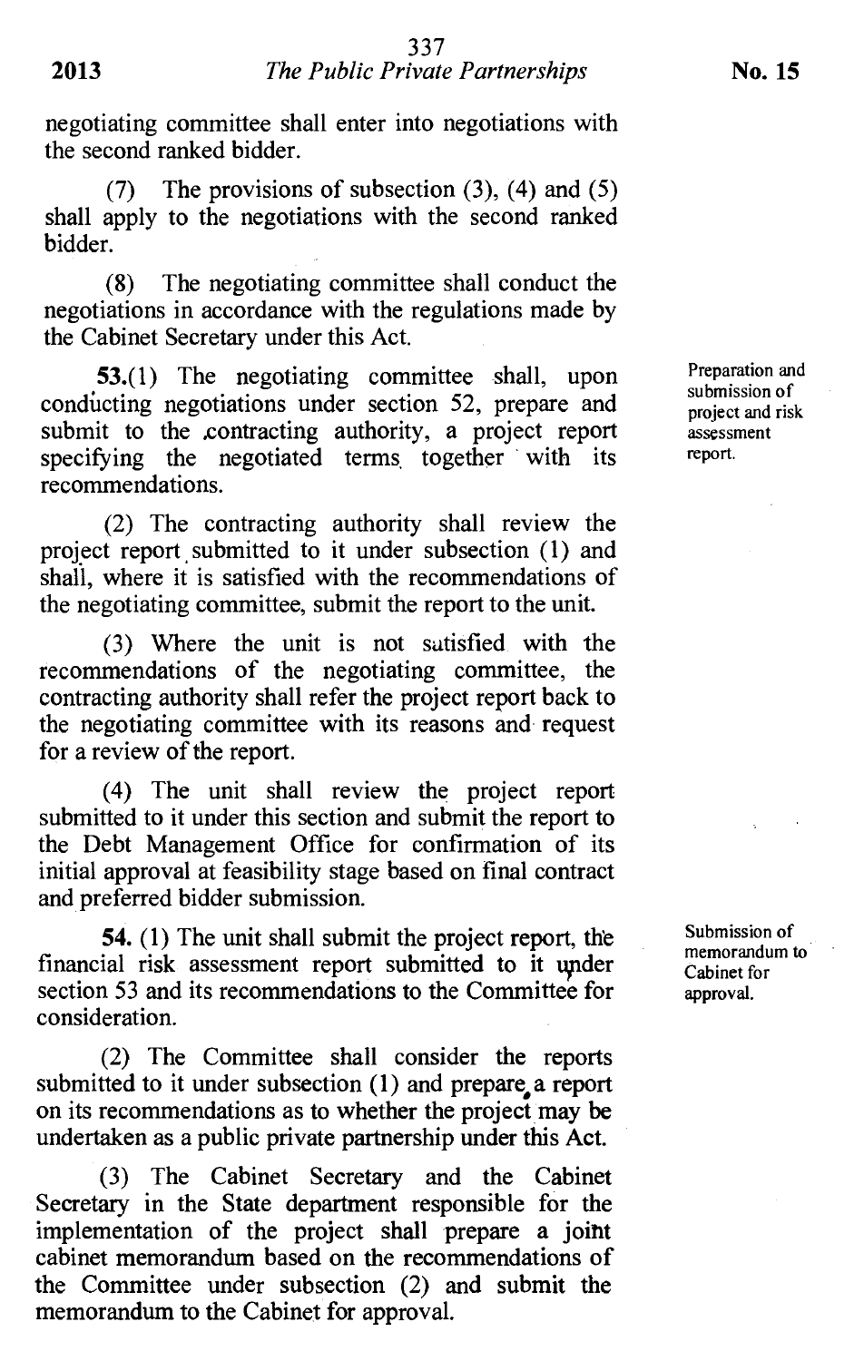negotiating committee shall enter into negotiations with the second ranked bidder.

(7) The provisions of subsection (3), (4) and (5) shall apply to the negotiations with the second ranked bidder.

(8) The negotiating committee shall conduct the negotiations in accordance with the regulations made by the Cabinet Secretary under this Act.

*Preparation and submission of project and risk assessment report.*

**53.**(1) The negotiating committee shall, upon conducting negotiations under section 52, prepare and submit to the contracting authority, a project report specifying the negotiated terms together with its recommendations.

(2) The contracting authority shall review the project report submitted to it under subsection (1) and shall, where it is satisfied with the recommendations of the negotiating committee, submit the report to the unit.

(3) Where the unit is not satisfied with the recommendations of the negotiating committee, the contracting authority shall refer the project report back to the negotiating committee with its reasons and request for a review of the report.

(4) The unit shall review the project report submitted to it under this section and submit the report to the Debt Management Office for confirmation of its initial approval at feasibility stage based on final contract and preferred bidder submission.

*Submission of memorandum to Cabinet for approval.*

**54.** (1) The unit shall submit the project report, the financial risk assessment report submitted to it under section 53 and its recommendations to the Committee for consideration.

(2) The Committee shall consider the reports submitted to it under subsection (1) and prepare a report on its recommendations as to whether the project may be undertaken as a public private partnership under this Act.

(3) The Cabinet Secretary and the Cabinet Secretary in the State department responsible for the implementation of the project shall prepare a joint cabinet memorandum based on the recommendations of the Committee under subsection (2) and submit the memorandum to the Cabinet for approval.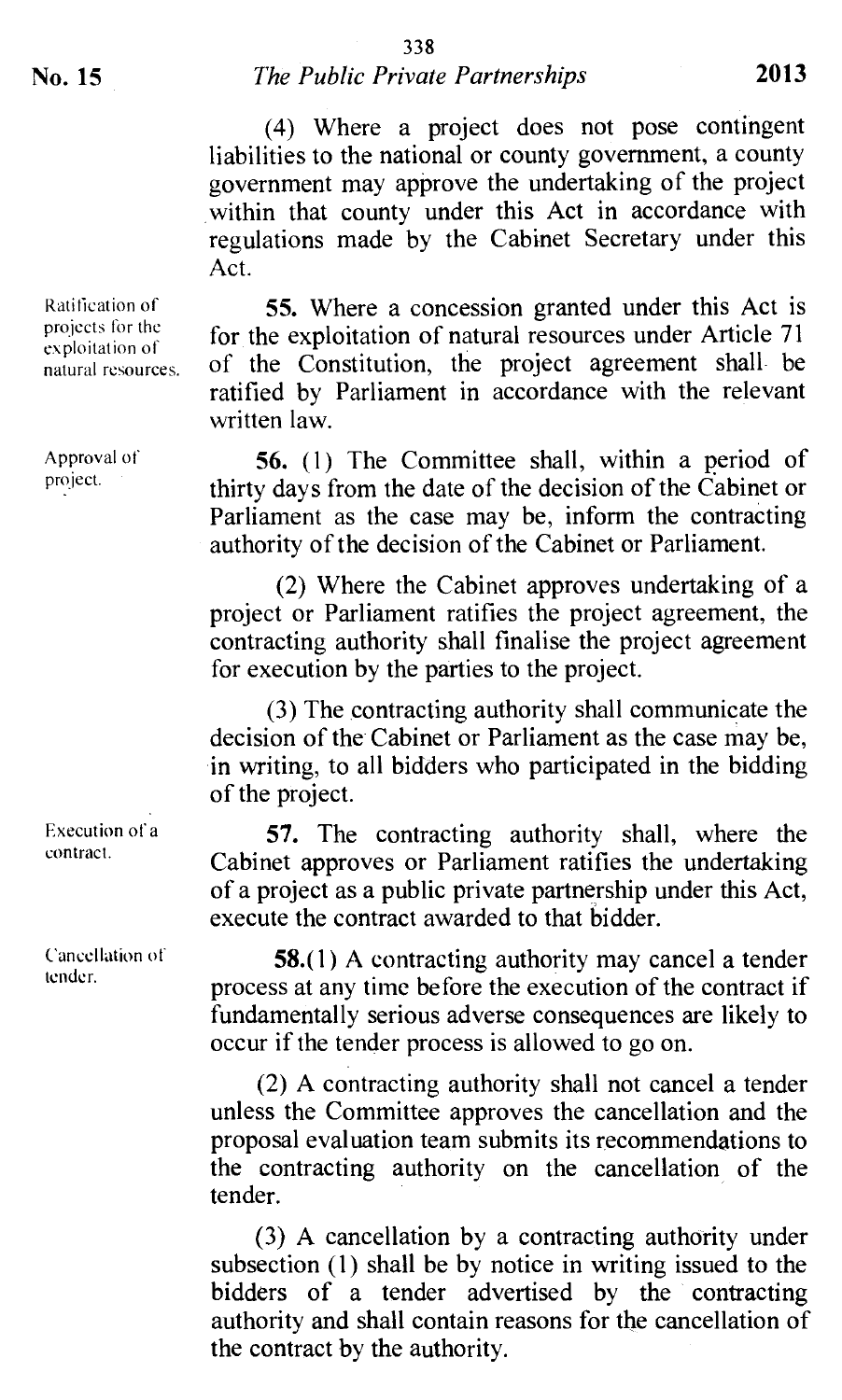(4) Where a project does not pose contingent liabilities to the national or county government, a county government may approve the undertaking of the project within that county under this Act in accordance with regulations made by the Cabinet Secretary under this Act.

Ratification of projects for the exploitation of natural resources.

**55.** Where a concession granted under this Act is for the exploitation of natural resources under Article 71 of the Constitution, the project agreement shall be ratified by Parliament in accordance with the relevant written law.

Approval of project.

**56.** (1) The Committee shall, within a period of thirty days from the date of the decision of the Cabinet or Parliament as the case may be, inform the contracting authority of the decision of the Cabinet or Parliament.

(2) Where the Cabinet approves undertaking of a project or Parliament ratifies the project agreement, the contracting authority shall finalise the project agreement for execution by the parties to the project.

(3) The contracting authority shall communicate the decision of the Cabinet or Parliament as the case may be, in writing, to all bidders who participated in the bidding of the project.

Execution of a contract.

**57.** The contracting authority shall, where the Cabinet approves or Parliament ratifies the undertaking of a project as a public private partnership under this Act, execute the contract awarded to that bidder.

Cancellation of tender.

**58.**(1) A contracting authority may cancel a tender process at any time before the execution of the contract if fundamentally serious adverse consequences are likely to occur if the tender process is allowed to go on.

(2) A contracting authority shall not cancel a tender unless the Committee approves the cancellation and the proposal evaluation team submits its recommendations to the contracting authority on the cancellation of the tender.

(3) A cancellation by a contracting authority under subsection (1) shall be by notice in writing issued to the bidders of a tender advertised by the contracting authority and shall contain reasons for the cancellation of the contract by the authority.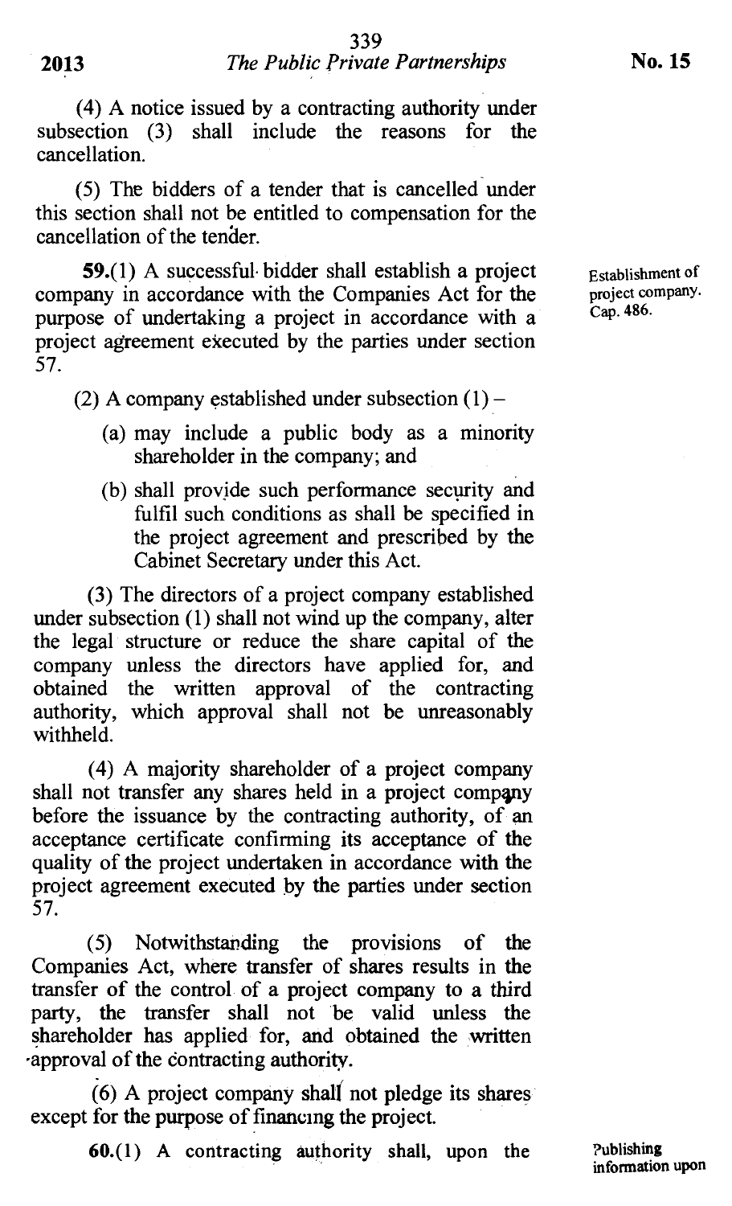(4) A notice issued by a contracting authority under subsection (3) shall include the reasons for the cancellation.

(5) The bidders of a tender that is cancelled under this section shall not be entitled to compensation for the cancellation of the tender.

Establishment of project company. Cap. 486.

**59.**(1) A successful bidder shall establish a project company in accordance with the Companies Act for the purpose of undertaking a project in accordance with a project agreement executed by the parties under section 57.

(2) A company established under subsection (1) –

(a) may include a public body as a minority shareholder in the company; and

(b) shall provide such performance security and fulfil such conditions as shall be specified in the project agreement and prescribed by the Cabinet Secretary under this Act.

(3) The directors of a project company established under subsection (1) shall not wind up the company, alter the legal structure or reduce the share capital of the company unless the directors have applied for, and obtained the written approval of the contracting authority, which approval shall not be unreasonably withheld.

(4) A majority shareholder of a project company shall not transfer any shares held in a project company before the issuance by the contracting authority, of an acceptance certificate confirming its acceptance of the quality of the project undertaken in accordance with the project agreement executed by the parties under section 57.

(5) Notwithstanding the provisions of the Companies Act, where transfer of shares results in the transfer of the control of a project company to a third party, the transfer shall not be valid unless the shareholder has applied for, and obtained the written approval of the contracting authority.

(6) A project company shall not pledge its shares except for the purpose of financing the project.

Publishing information upon

**60.**(1) A contracting authority shall, upon the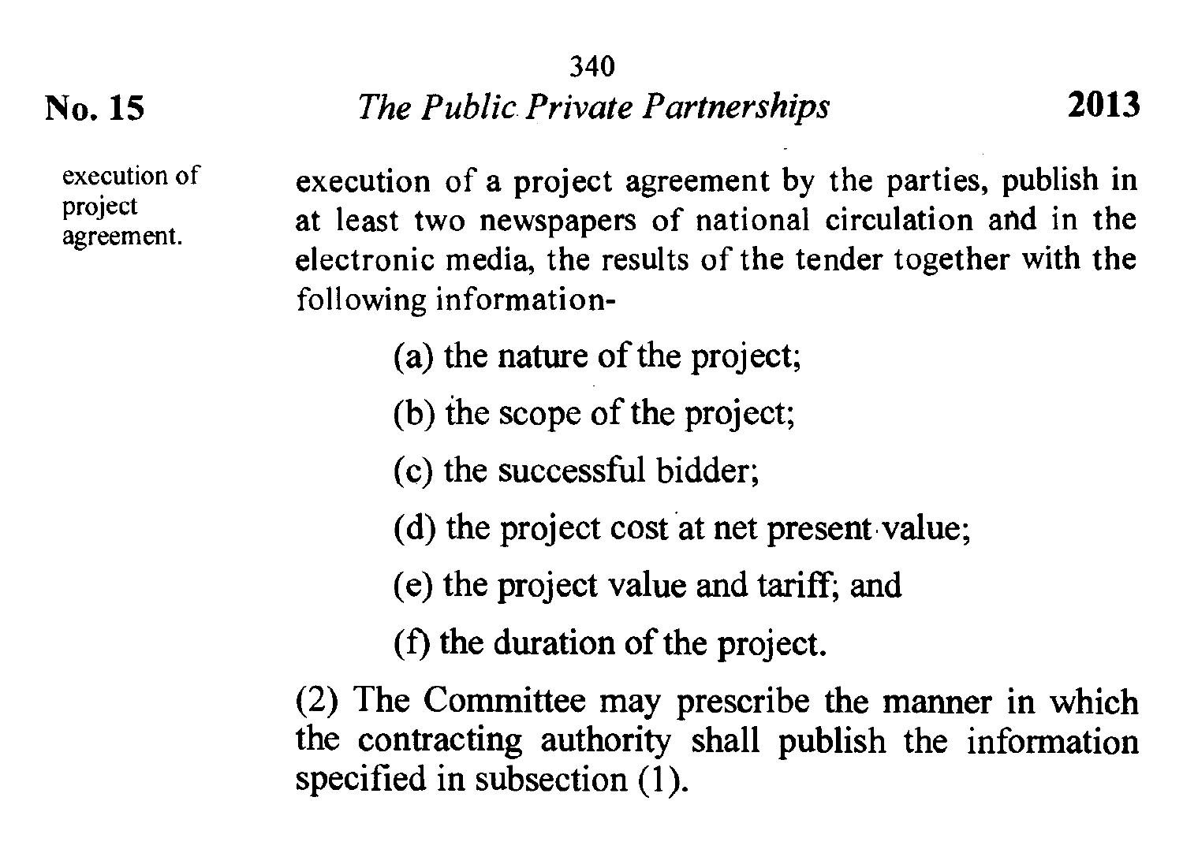execution of project agreement.

execution of a project agreement by the parties, publish in at least two newspapers of national circulation and in the electronic media, the results of the tender together with the following information-

(a) the nature of the project;

(b) the scope of the project;

(c) the successful bidder;

(d) the project cost at net present value;

(e) the project value and tariff; and

(f) the duration of the project.

(2) The Committee may prescribe the manner in which the contracting authority shall publish the information specified in subsection (1).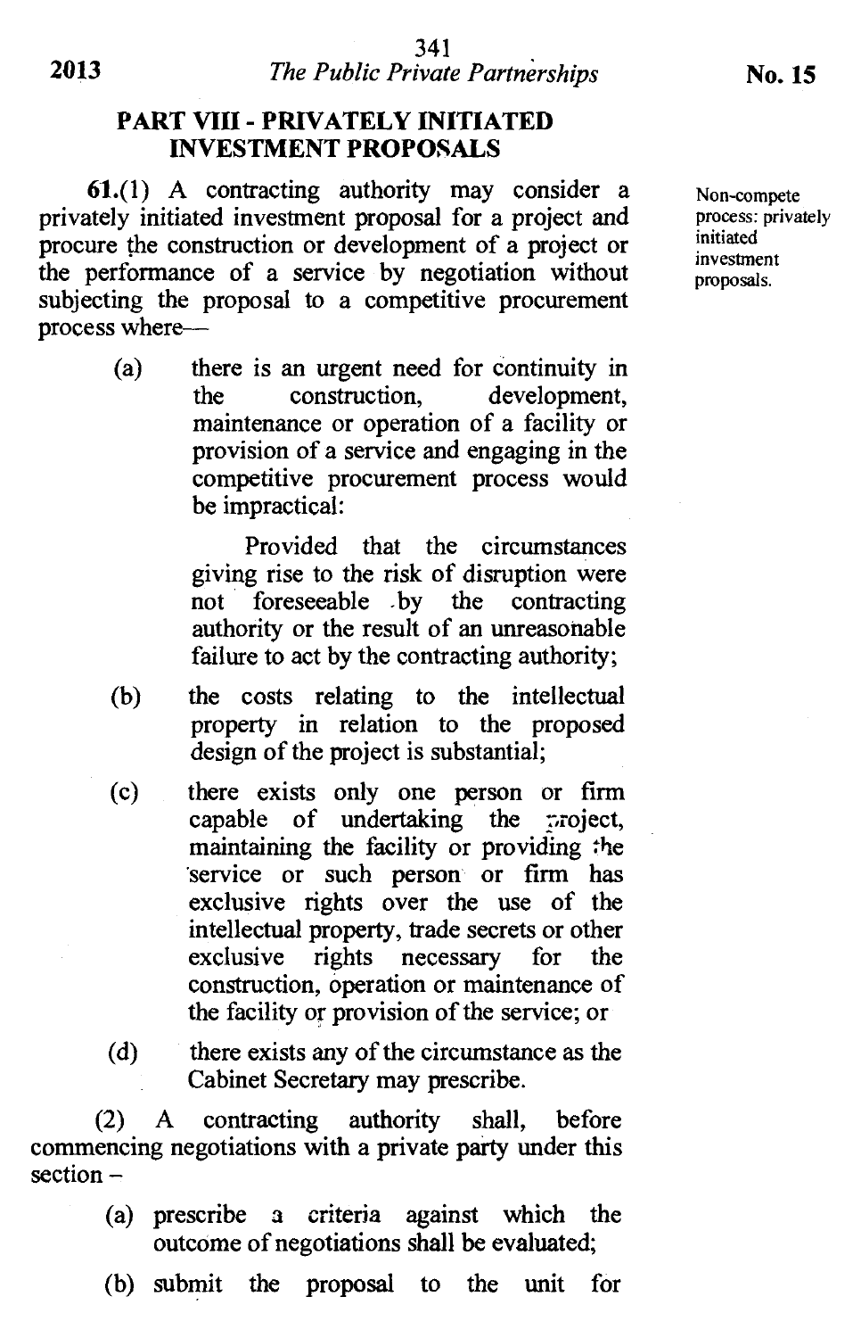## PART VIII - PRIVATELY INITIATED INVESTMENT PROPOSALS

Non-compete process: privately initiated investment proposals.

**61.**(1) A contracting authority may consider a privately initiated investment proposal for a project and procure the construction or development of a project or the performance of a service by negotiation without subjecting the proposal to a competitive procurement process where—

(a) there is an urgent need for continuity in the construction, development, maintenance or operation of a facility or provision of a service and engaging in the competitive procurement process would be impractical:

Provided that the circumstances giving rise to the risk of disruption were not foreseeable by the contracting authority or the result of an unreasonable failure to act by the contracting authority;

(b) the costs relating to the intellectual property in relation to the proposed design of the project is substantial;

(c) there exists only one person or firm capable of undertaking the project, maintaining the facility or providing the service or such person or firm has exclusive rights over the use of the intellectual property, trade secrets or other exclusive rights necessary for the construction, operation or maintenance of the facility or provision of the service; or

(d) there exists any of the circumstance as the Cabinet Secretary may prescribe.

(2) A contracting authority shall, before commencing negotiations with a private party under this section –

(a) prescribe a criteria against which the outcome of negotiations shall be evaluated;

(b) submit the proposal to the unit for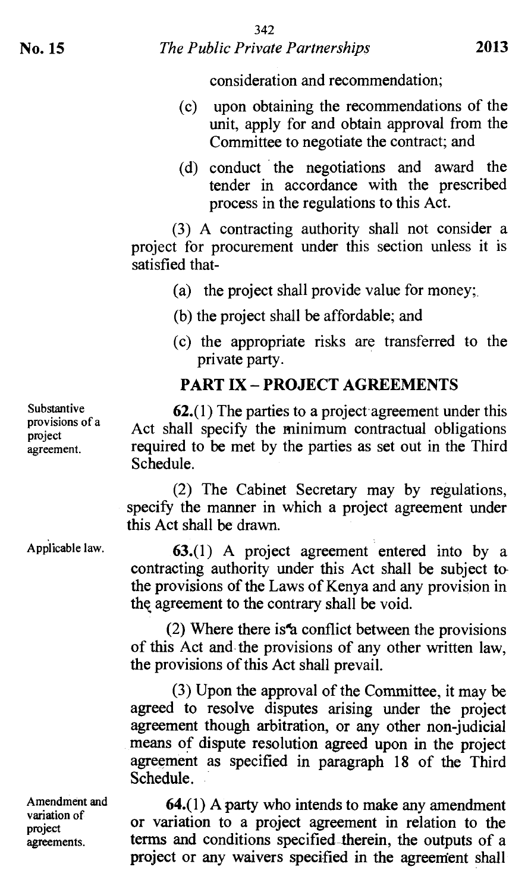consideration and recommendation;

(c) upon obtaining the recommendations of the unit, apply for and obtain approval from the Committee to negotiate the contract; and

(d) conduct the negotiations and award the tender in accordance with the prescribed process in the regulations to this Act.

(3) A contracting authority shall not consider a project for procurement under this section unless it is satisfied that-

(a) the project shall provide value for money;

(b) the project shall be affordable; and

(c) the appropriate risks are transferred to the private party.

## PART IX – PROJECT AGREEMENTS

*Substantive provisions of a project agreement.*

**62.**(1) The parties to a project agreement under this Act shall specify the minimum contractual obligations required to be met by the parties as set out in the Third Schedule.

(2) The Cabinet Secretary may by regulations, specify the manner in which a project agreement under this Act shall be drawn.

*Applicable law.*

**63.**(1) A project agreement entered into by a contracting authority under this Act shall be subject to the provisions of the Laws of Kenya and any provision in the agreement to the contrary shall be void.

(2) Where there is a conflict between the provisions of this Act and the provisions of any other written law, the provisions of this Act shall prevail.

(3) Upon the approval of the Committee, it may be agreed to resolve disputes arising under the project agreement though arbitration, or any other non-judicial means of dispute resolution agreed upon in the project agreement as specified in paragraph 18 of the Third Schedule.

*Amendment and variation of project agreements.*

**64.**(1) A party who intends to make any amendment or variation to a project agreement in relation to the terms and conditions specified therein, the outputs of a project or any waivers specified in the agreement shall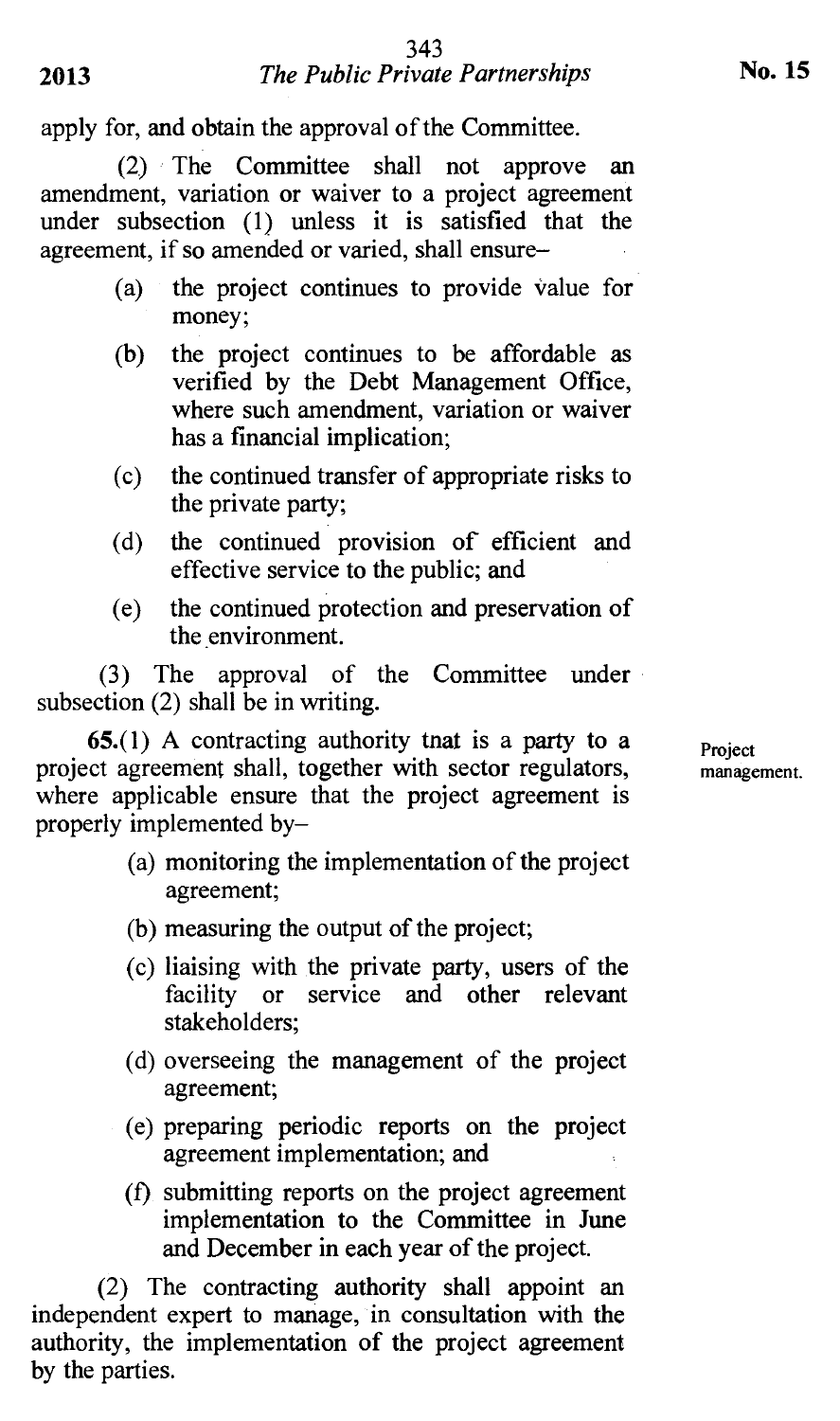apply for, and obtain the approval of the Committee.

(2) The Committee shall not approve an amendment, variation or waiver to a project agreement under subsection (1) unless it is satisfied that the agreement, if so amended or varied, shall ensure–

- (a) the project continues to provide value for money;
- (b) the project continues to be affordable as verified by the Debt Management Office, where such amendment, variation or waiver has a financial implication;
- (c) the continued transfer of appropriate risks to the private party;
- (d) the continued provision of efficient and effective service to the public; and
- (e) the continued protection and preservation of the environment.

(3) The approval of the Committee under subsection (2) shall be in writing.

Project management.

**65.**(1) A contracting authority tnat is a party to a project agreement shall, together with sector regulators, where applicable ensure that the project agreement is properly implemented by–

- (a) monitoring the implementation of the project agreement;
- (b) measuring the output of the project;
- (c) liaising with the private party, users of the facility or service and other relevant stakeholders;
- (d) overseeing the management of the project agreement;
- (e) preparing periodic reports on the project agreement implementation; and
- (f) submitting reports on the project agreement implementation to the Committee in June and December in each year of the project.

(2) The contracting authority shall appoint an independent expert to manage, in consultation with the authority, the implementation of the project agreement by the parties.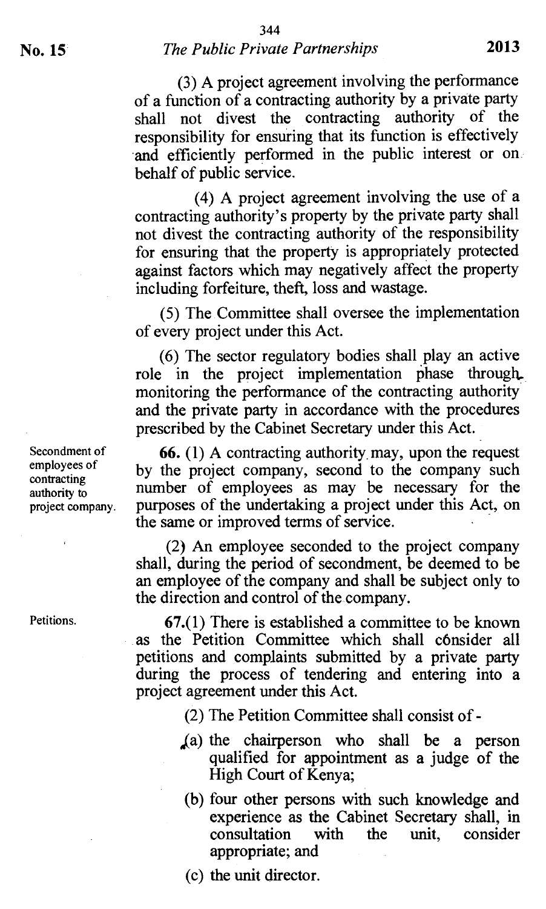(3) A project agreement involving the performance of a function of a contracting authority by a private party shall not divest the contracting authority of the responsibility for ensuring that its function is effectively and efficiently performed in the public interest or on behalf of public service.

(4) A project agreement involving the use of a contracting authority's property by the private party shall not divest the contracting authority of the responsibility for ensuring that the property is appropriately protected against factors which may negatively affect the property including forfeiture, theft, loss and wastage.

(5) The Committee shall oversee the implementation of every project under this Act.

(6) The sector regulatory bodies shall play an active role in the project implementation phase through monitoring the performance of the contracting authority and the private party in accordance with the procedures prescribed by the Cabinet Secretary under this Act.

*Secondment of employees of contracting authority to project company.*

**66.** (1) A contracting authority may, upon the request by the project company, second to the company such number of employees as may be necessary for the purposes of the undertaking a project under this Act, on the same or improved terms of service.

(2) An employee seconded to the project company shall, during the period of secondment, be deemed to be an employee of the company and shall be subject only to the direction and control of the company.

*Petitions.*

**67.** (1) There is established a committee to be known as the Petition Committee which shall consider all petitions and complaints submitted by a private party during the process of tendering and entering into a project agreement under this Act.

(2) The Petition Committee shall consist of -

(a) the chairperson who shall be a person qualified for appointment as a judge of the High Court of Kenya;

(b) four other persons with such knowledge and experience as the Cabinet Secretary shall, in consultation with the unit, consider appropriate; and

(c) the unit director.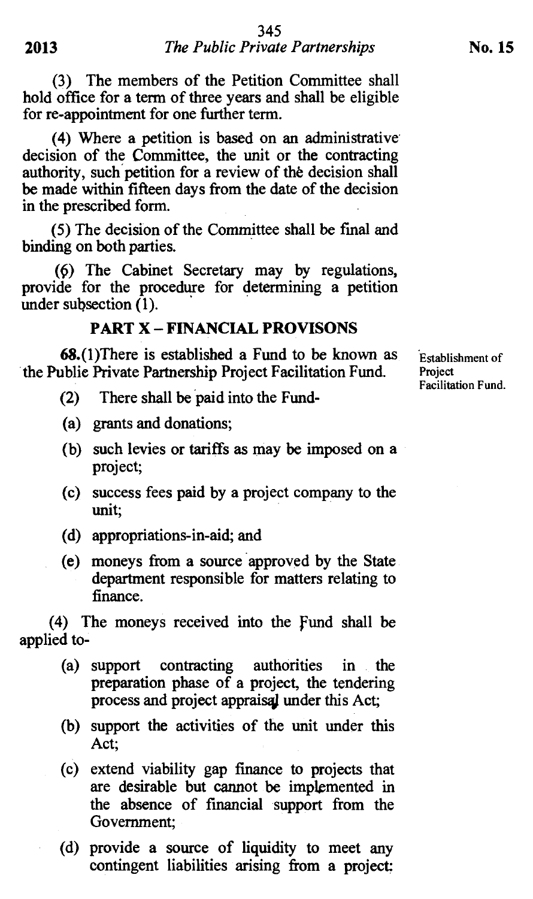(3) The members of the Petition Committee shall hold office for a term of three years and shall be eligible for re-appointment for one further term.

(4) Where a petition is based on an administrative decision of the Committee, the unit or the contracting authority, such petition for a review of the decision shall be made within fifteen days from the date of the decision in the prescribed form.

(5) The decision of the Committee shall be final and binding on both parties.

(6) The Cabinet Secretary may by regulations, provide for the procedure for determining a petition under subsection (1).

## PART X – FINANCIAL PROVISONS

*Establishment of Project Facilitation Fund.*

**68.**(1)There is established a Fund to be known as the Publie Private Partnership Project Facilitation Fund.

(2) There shall be paid into the Fund-

(a) grants and donations;

(b) such levies or tariffs as may be imposed on a project;

(c) success fees paid by a project company to the unit;

(d) appropriations-in-aid; and

(e) moneys from a source approved by the State department responsible for matters relating to finance.

(4) The moneys received into the Fund shall be applied to-

(a) support contracting authorities in the preparation phase of a project, the tendering process and project appraisal under this Act;

(b) support the activities of the unit under this Act;

(c) extend viability gap finance to projects that are desirable but cannot be implemented in the absence of financial support from the Government;

(d) provide a source of liquidity to meet any contingent liabilities arising from a project;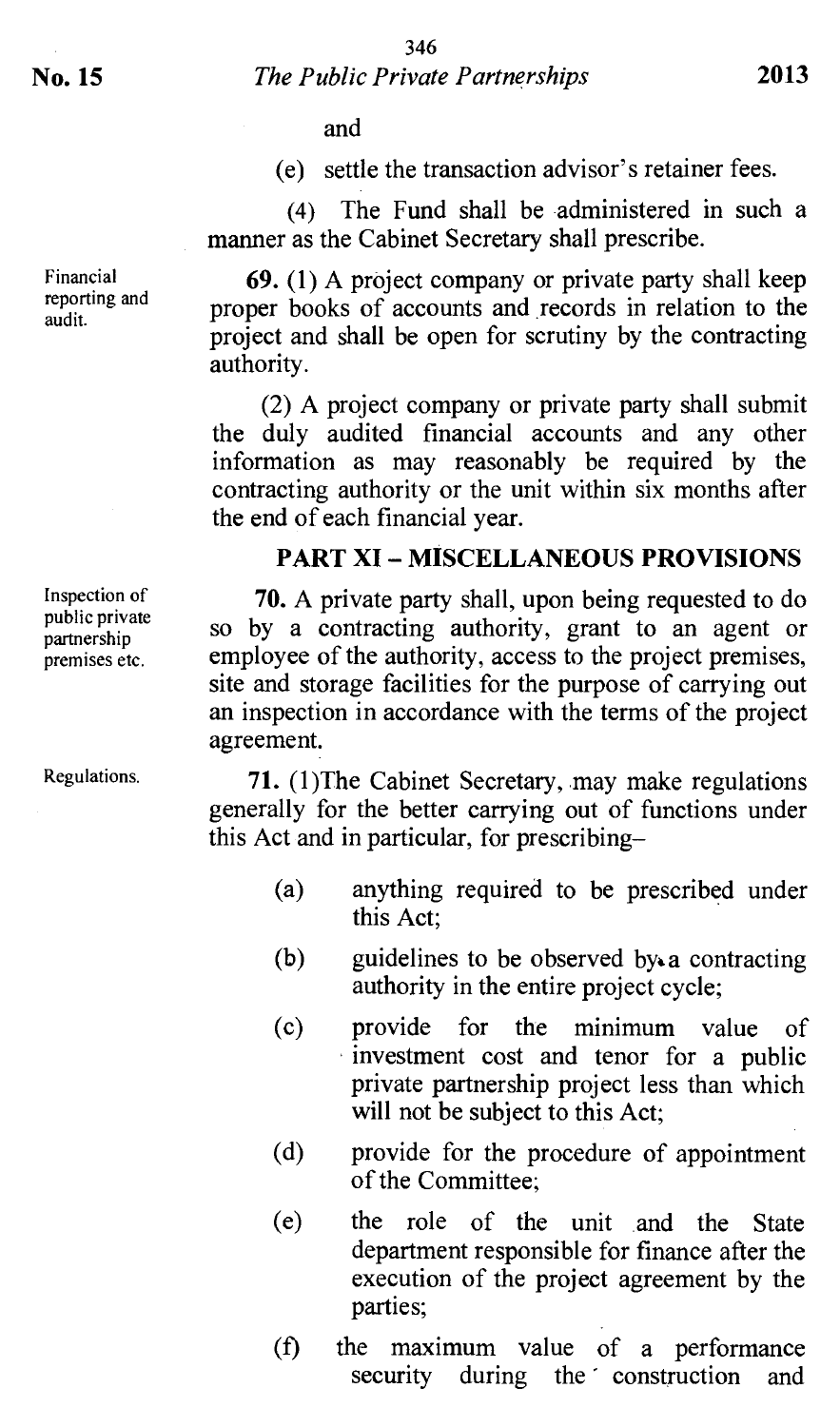and

(e) settle the transaction advisor's retainer fees.

(4) The Fund shall be administered in such a manner as the Cabinet Secretary shall prescribe.

*Financial reporting and audit.*

**69.** (1) A project company or private party shall keep proper books of accounts and records in relation to the project and shall be open for scrutiny by the contracting authority.

(2) A project company or private party shall submit the duly audited financial accounts and any other information as may reasonably be required by the contracting authority or the unit within six months after the end of each financial year.

## PART XI – MISCELLANEOUS PROVISIONS

*Inspection of public private partnership premises etc.*

**70.** A private party shall, upon being requested to do so by a contracting authority, grant to an agent or employee of the authority, access to the project premises, site and storage facilities for the purpose of carrying out an inspection in accordance with the terms of the project agreement.

*Regulations.*

**71.** (1)The Cabinet Secretary, may make regulations generally for the better carrying out of functions under this Act and in particular, for prescribing–

(a) anything required to be prescribed under this Act;

(b) guidelines to be observed by a contracting authority in the entire project cycle;

(c) provide for the minimum value of investment cost and tenor for a public private partnership project less than which will not be subject to this Act;

(d) provide for the procedure of appointment of the Committee;

(e) the role of the unit and the State department responsible for finance after the execution of the project agreement by the parties;

(f) the maximum value of a performance security during the construction and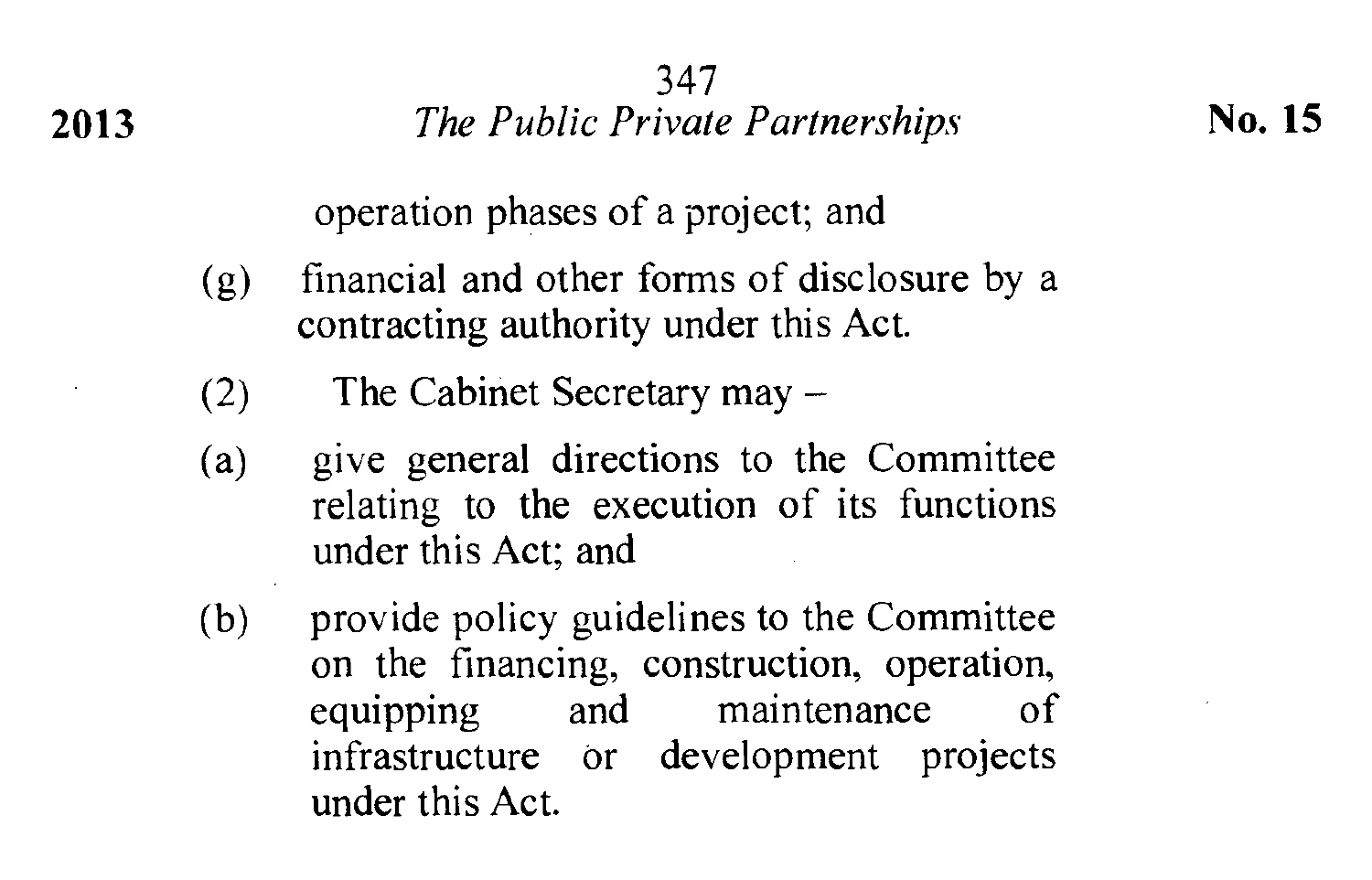operation phases of a project; and

(g) financial and other forms of disclosure by a contracting authority under this Act.

(2) The Cabinet Secretary may –

(a) give general directions to the Committee relating to the execution of its functions under this Act; and

(b) provide policy guidelines to the Committee on the financing, construction, operation, equipping and maintenance of infrastructure or development projects under this Act.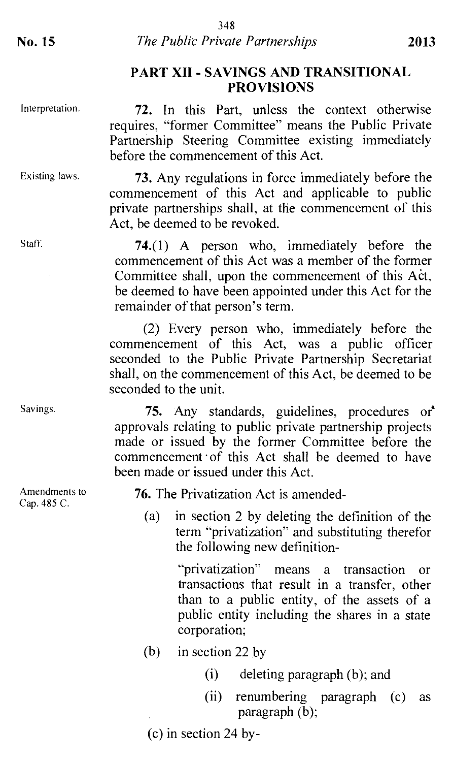## PART XII - SAVINGS AND TRANSITIONAL PROVISIONS

Interpretation.

**72.** In this Part, unless the context otherwise requires, "former Committee" means the Public Private Partnership Steering Committee existing immediately before the commencement of this Act.

Existing laws.

**73.** Any regulations in force immediately before the commencement of this Act and applicable to public private partnerships shall, at the commencement of this Act, be deemed to be revoked.

Staff.

**74.**(1) A person who, immediately before the commencement of this Act was a member of the former Committee shall, upon the commencement of this Act, be deemed to have been appointed under this Act for the remainder of that person's term.

(2) Every person who, immediately before the commencement of this Act, was a public officer seconded to the Public Private Partnership Secretariat shall, on the commencement of this Act, be deemed to be seconded to the unit.

Savings.

**75.** Any standards, guidelines, procedures or approvals relating to public private partnership projects made or issued by the former Committee before the commencement of this Act shall be deemed to have been made or issued under this Act.

Amendments to Cap. 485 C.

**76.** The Privatization Act is amended-

(a) in section 2 by deleting the definition of the term "privatization" and substituting therefor the following new definition-

"privatization" means a transaction or transactions that result in a transfer, other than to a public entity, of the assets of a public entity including the shares in a state corporation;

(b) in section 22 by

(i) deleting paragraph (b); and

(ii) renumbering paragraph (c) as paragraph (b);

(c) in section 24 by-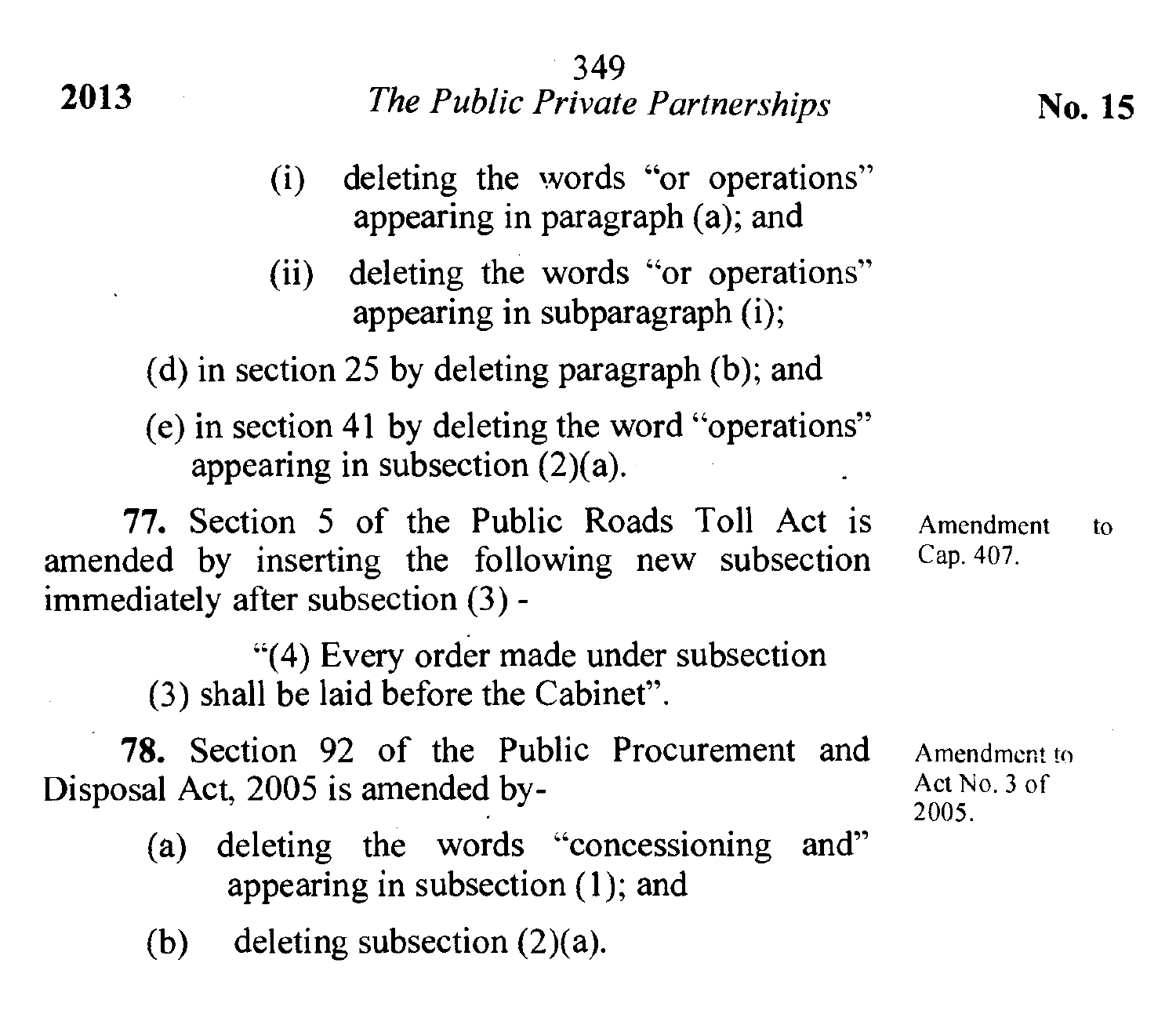(i) deleting the words "or operations" appearing in paragraph (a); and

(ii) deleting the words "or operations" appearing in subparagraph (i);

(d) in section 25 by deleting paragraph (b); and

(e) in section 41 by deleting the word "operations" appearing in subsection (2)(a).

**77.** Section 5 of the Public Roads Toll Act is amended by inserting the following new subsection immediately after subsection (3) -

Amendment to Cap. 407.

"(4) Every order made under subsection (3) shall be laid before the Cabinet".

**78.** Section 92 of the Public Procurement and Disposal Act, 2005 is amended by-

Amendment to Act No. 3 of 2005.

(a) deleting the words "concessioning and" appearing in subsection (1); and

(b) deleting subsection (2)(a).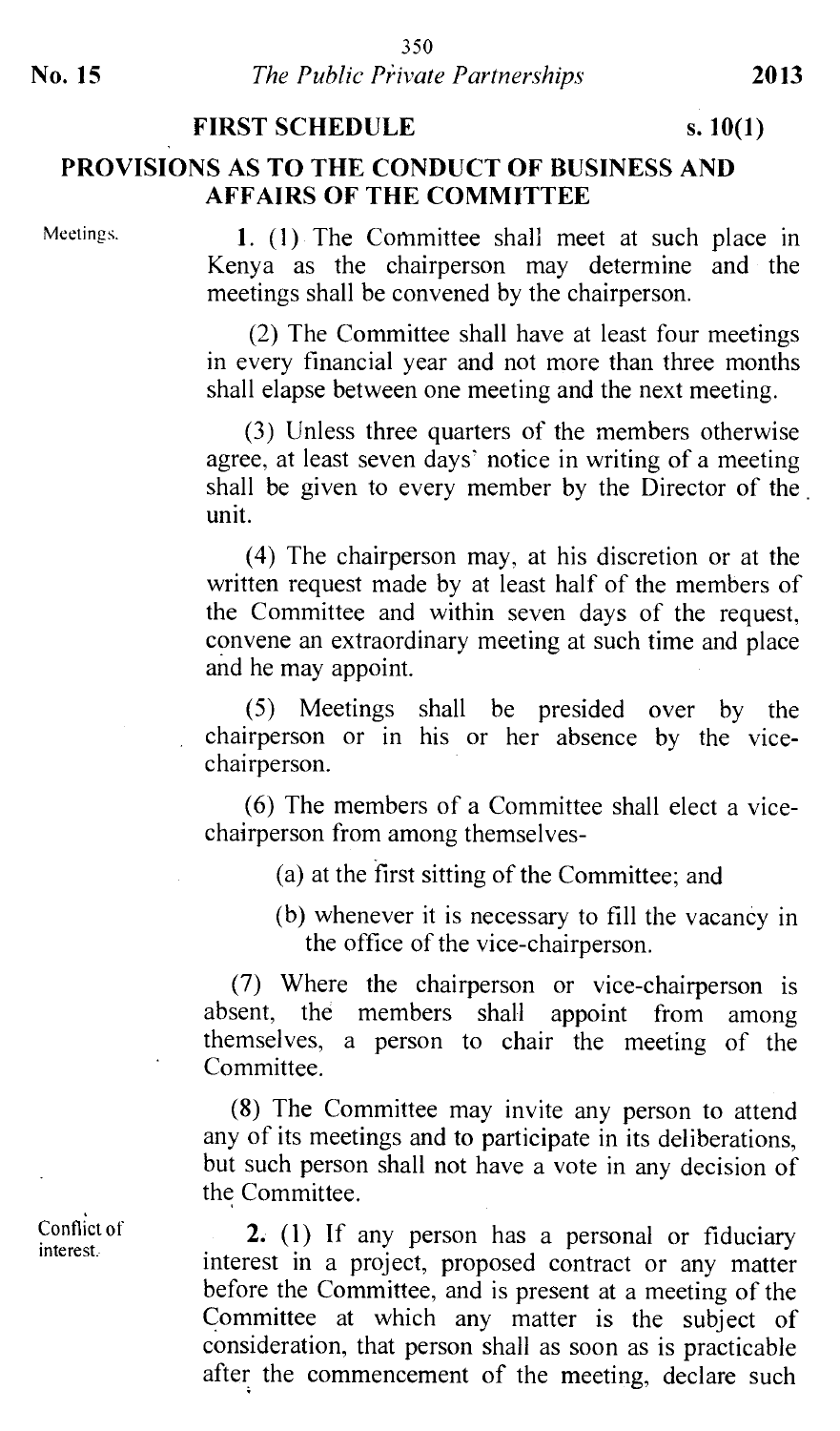## FIRST SCHEDULE

s. 10(1)

### PROVISIONS AS TO THE CONDUCT OF BUSINESS AND AFFAIRS OF THE COMMITTEE

Meetings.

**1.** (1) The Committee shall meet at such place in Kenya as the chairperson may determine and the meetings shall be convened by the chairperson.

(2) The Committee shall have at least four meetings in every financial year and not more than three months shall elapse between one meeting and the next meeting.

(3) Unless three quarters of the members otherwise agree, at least seven days' notice in writing of a meeting shall be given to every member by the Director of the unit.

(4) The chairperson may, at his discretion or at the written request made by at least half of the members of the Committee and within seven days of the request, convene an extraordinary meeting at such time and place and he may appoint.

(5) Meetings shall be presided over by the chairperson or in his or her absence by the vice-chairperson.

(6) The members of a Committee shall elect a vice-chairperson from among themselves-

(a) at the first sitting of the Committee; and

(b) whenever it is necessary to fill the vacancy in the office of the vice-chairperson.

(7) Where the chairperson or vice-chairperson is absent, the members shall appoint from among themselves, a person to chair the meeting of the Committee.

(8) The Committee may invite any person to attend any of its meetings and to participate in its deliberations, but such person shall not have a vote in any decision of the Committee.

Conflict of interest.

**2.** (1) If any person has a personal or fiduciary interest in a project, proposed contract or any matter before the Committee, and is present at a meeting of the Committee at which any matter is the subject of consideration, that person shall as soon as is practicable after the commencement of the meeting, declare such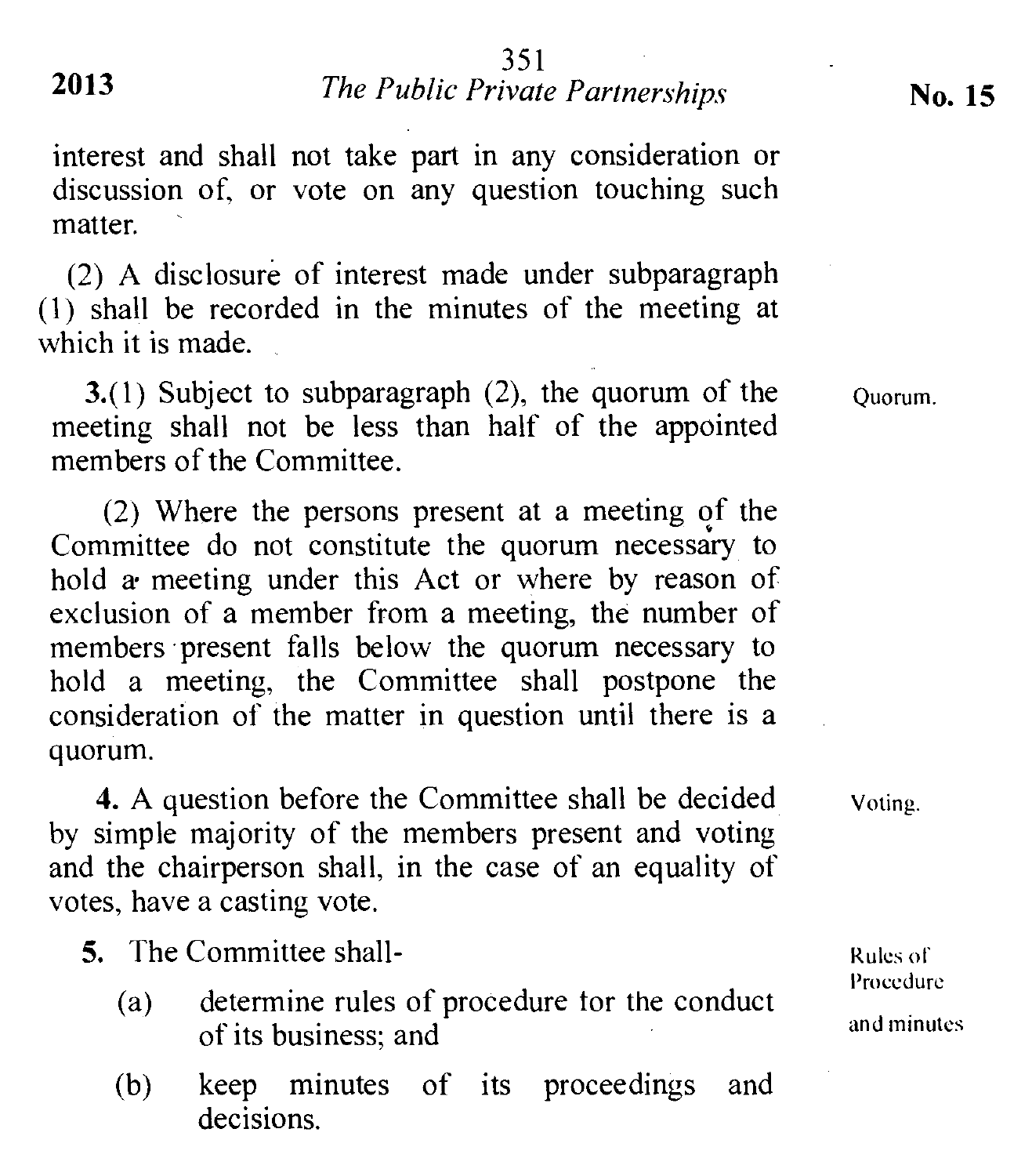interest and shall not take part in any consideration or discussion of, or vote on any question touching such matter.

(2) A disclosure of interest made under subparagraph (1) shall be recorded in the minutes of the meeting at which it is made.

Quorum.

**3.**(1) Subject to subparagraph (2), the quorum of the meeting shall not be less than half of the appointed members of the Committee.

(2) Where the persons present at a meeting of the Committee do not constitute the quorum necessary to hold a meeting under this Act or where by reason of exclusion of a member from a meeting, the number of members present falls below the quorum necessary to hold a meeting, the Committee shall postpone the consideration of the matter in question until there is a quorum.

Voting.

**4.** A question before the Committee shall be decided by simple majority of the members present and voting and the chairperson shall, in the case of an equality of votes, have a casting vote.

Rules of Procedure and minutes

**5.** The Committee shall-

(a) determine rules of procedure for the conduct of its business; and

(b) keep minutes of its proceedings and decisions.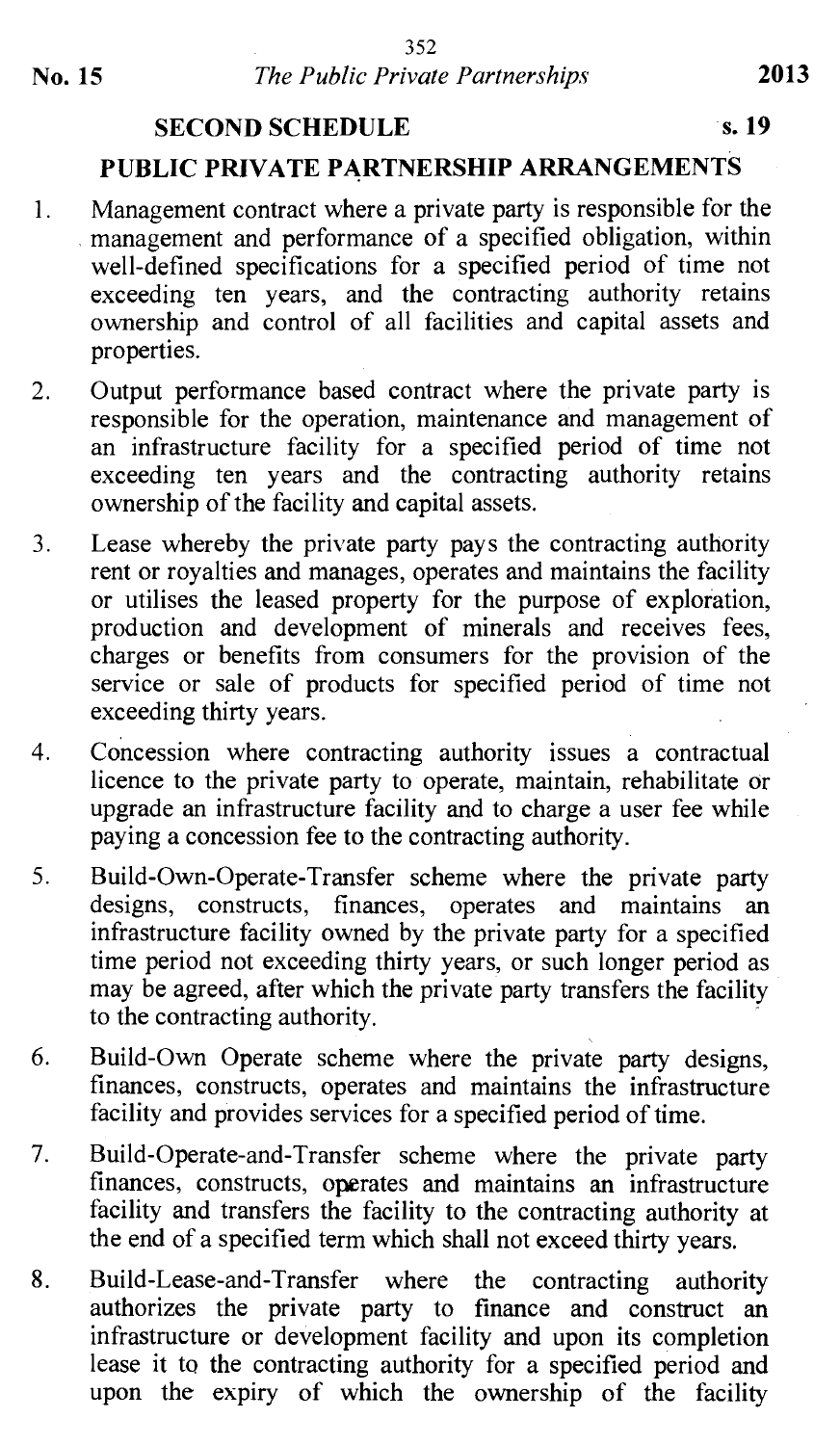## SECOND SCHEDULE

s. 19

## PUBLIC PRIVATE PARTNERSHIP ARRANGEMENTS

1. Management contract where a private party is responsible for the management and performance of a specified obligation, within well-defined specifications for a specified period of time not exceeding ten years, and the contracting authority retains ownership and control of all facilities and capital assets and properties.

2. Output performance based contract where the private party is responsible for the operation, maintenance and management of an infrastructure facility for a specified period of time not exceeding ten years and the contracting authority retains ownership of the facility and capital assets.

3. Lease whereby the private party pays the contracting authority rent or royalties and manages, operates and maintains the facility or utilises the leased property for the purpose of exploration, production and development of minerals and receives fees, charges or benefits from consumers for the provision of the service or sale of products for specified period of time not exceeding thirty years.

4. Concession where contracting authority issues a contractual licence to the private party to operate, maintain, rehabilitate or upgrade an infrastructure facility and to charge a user fee while paying a concession fee to the contracting authority.

5. Build-Own-Operate-Transfer scheme where the private party designs, constructs, finances, operates and maintains an infrastructure facility owned by the private party for a specified time period not exceeding thirty years, or such longer period as may be agreed, after which the private party transfers the facility to the contracting authority.

6. Build-Own Operate scheme where the private party designs, finances, constructs, operates and maintains the infrastructure facility and provides services for a specified period of time.

7. Build-Operate-and-Transfer scheme where the private party finances, constructs, operates and maintains an infrastructure facility and transfers the facility to the contracting authority at the end of a specified term which shall not exceed thirty years.

8. Build-Lease-and-Transfer where the contracting authority authorizes the private party to finance and construct an infrastructure or development facility and upon its completion lease it to the contracting authority for a specified period and upon the expiry of which the ownership of the facility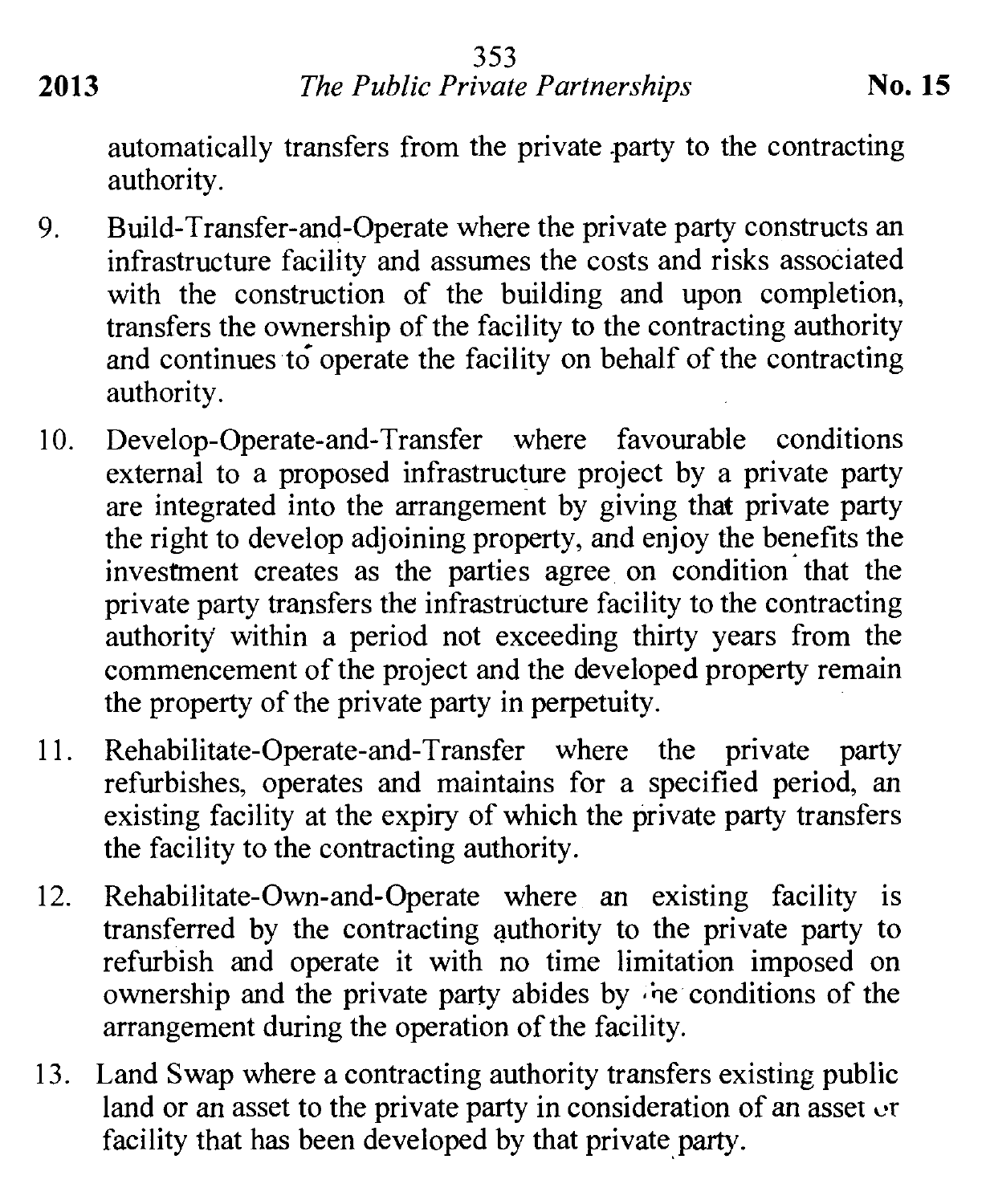automatically transfers from the private party to the contracting authority.

9. Build-Transfer-and-Operate where the private party constructs an infrastructure facility and assumes the costs and risks associated with the construction of the building and upon completion, transfers the ownership of the facility to the contracting authority and continues to operate the facility on behalf of the contracting authority.

10. Develop-Operate-and-Transfer where favourable conditions external to a proposed infrastructure project by a private party are integrated into the arrangement by giving that private party the right to develop adjoining property, and enjoy the benefits the investment creates as the parties agree on condition that the private party transfers the infrastructure facility to the contracting authority within a period not exceeding thirty years from the commencement of the project and the developed property remain the property of the private party in perpetuity.

11. Rehabilitate-Operate-and-Transfer where the private party refurbishes, operates and maintains for a specified period, an existing facility at the expiry of which the private party transfers the facility to the contracting authority.

12. Rehabilitate-Own-and-Operate where an existing facility is transferred by the contracting authority to the private party to refurbish and operate it with no time limitation imposed on ownership and the private party abides by the conditions of the arrangement during the operation of the facility.

13. Land Swap where a contracting authority transfers existing public land or an asset to the private party in consideration of an asset or facility that has been developed by that private party.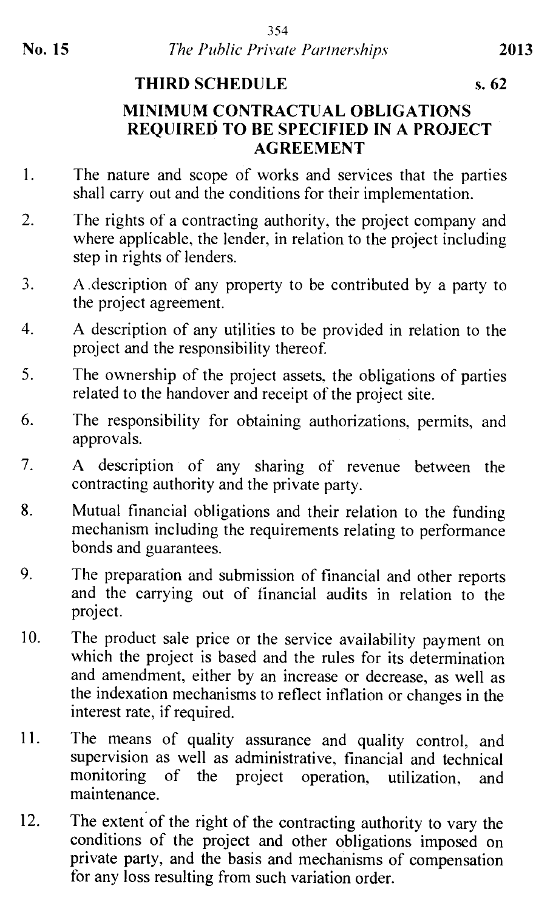## THIRD SCHEDULE

s. 62

### MINIMUM CONTRACTUAL OBLIGATIONS REQUIRED TO BE SPECIFIED IN A PROJECT AGREEMENT

1. The nature and scope of works and services that the parties shall carry out and the conditions for their implementation.

2. The rights of a contracting authority, the project company and where applicable, the lender, in relation to the project including step in rights of lenders.

3. A description of any property to be contributed by a party to the project agreement.

4. A description of any utilities to be provided in relation to the project and the responsibility thereof.

5. The ownership of the project assets, the obligations of parties related to the handover and receipt of the project site.

6. The responsibility for obtaining authorizations, permits, and approvals.

7. A description of any sharing of revenue between the contracting authority and the private party.

8. Mutual financial obligations and their relation to the funding mechanism including the requirements relating to performance bonds and guarantees.

9. The preparation and submission of financial and other reports and the carrying out of financial audits in relation to the project.

10. The product sale price or the service availability payment on which the project is based and the rules for its determination and amendment, either by an increase or decrease, as well as the indexation mechanisms to reflect inflation or changes in the interest rate, if required.

11. The means of quality assurance and quality control, and supervision as well as administrative, financial and technical monitoring of the project operation, utilization, and maintenance.

12. The extent of the right of the contracting authority to vary the conditions of the project and other obligations imposed on private party, and the basis and mechanisms of compensation for any loss resulting from such variation order.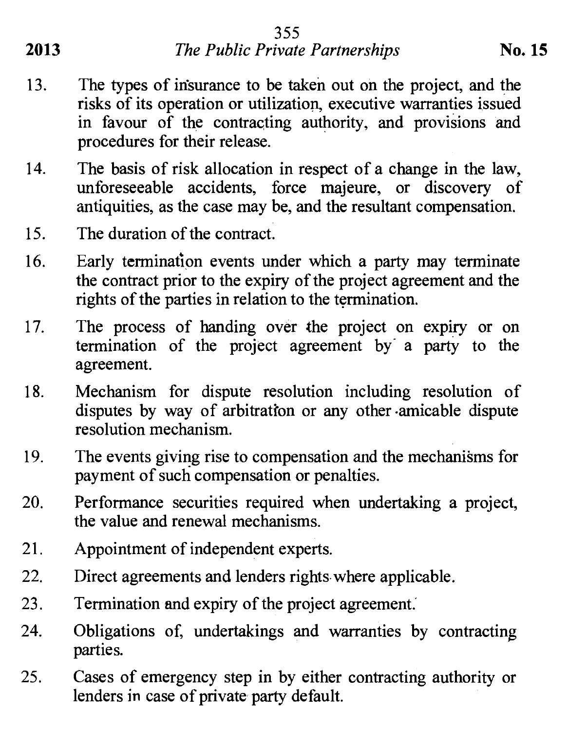13. The types of insurance to be taken out on the project, and the risks of its operation or utilization, executive warranties issued in favour of the contracting authority, and provisions and procedures for their release.

14. The basis of risk allocation in respect of a change in the law, unforeseeable accidents, force majeure, or discovery of antiquities, as the case may be, and the resultant compensation.

15. The duration of the contract.

16. Early termination events under which a party may terminate the contract prior to the expiry of the project agreement and the rights of the parties in relation to the termination.

17. The process of handing over the project on expiry or on termination of the project agreement by a party to the agreement.

18. Mechanism for dispute resolution including resolution of disputes by way of arbitration or any other amicable dispute resolution mechanism.

19. The events giving rise to compensation and the mechanisms for payment of such compensation or penalties.

20. Performance securities required when undertaking a project, the value and renewal mechanisms.

21. Appointment of independent experts.

22. Direct agreements and lenders rights where applicable.

23. Termination and expiry of the project agreement.

24. Obligations of, undertakings and warranties by contracting parties.

25. Cases of emergency step in by either contracting authority or lenders in case of private party default.